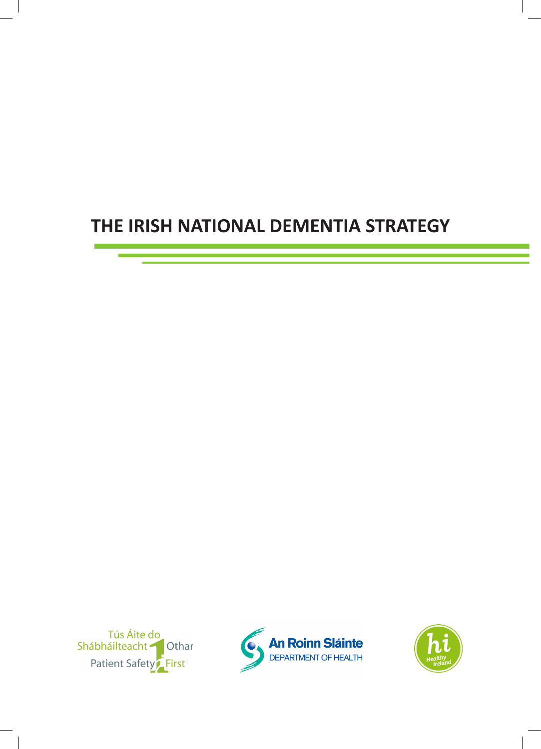# THE IRISH NATIONAL DEMENTIA STRATEGY

Tús Áite do Shábháilteacht Othar
Patient Safety First

An Roinn Sláinte
DEPARTMENT OF HEALTH

Healthy Ireland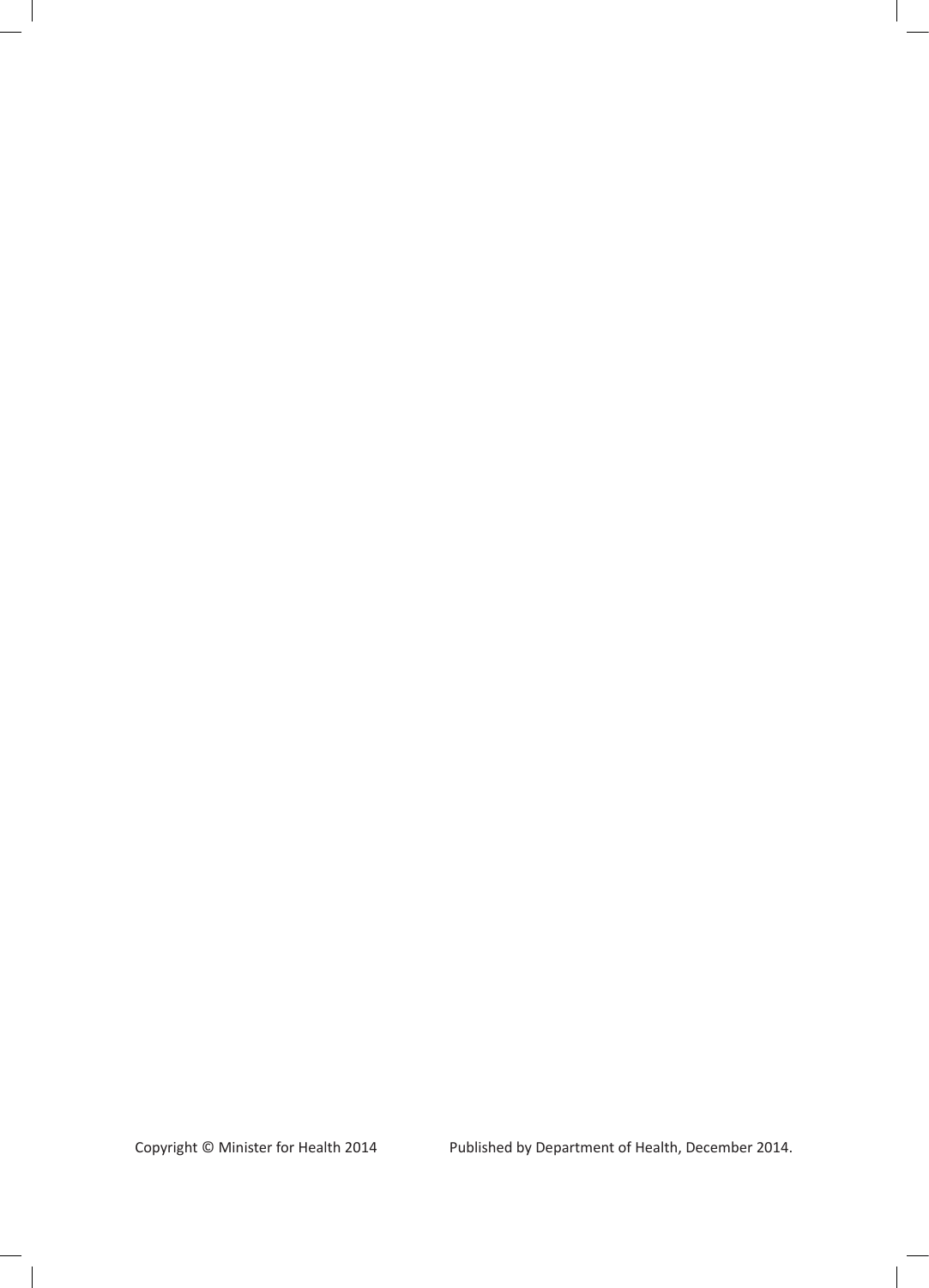Copyright © Minister for Health 2014

Published by Department of Health, December 2014.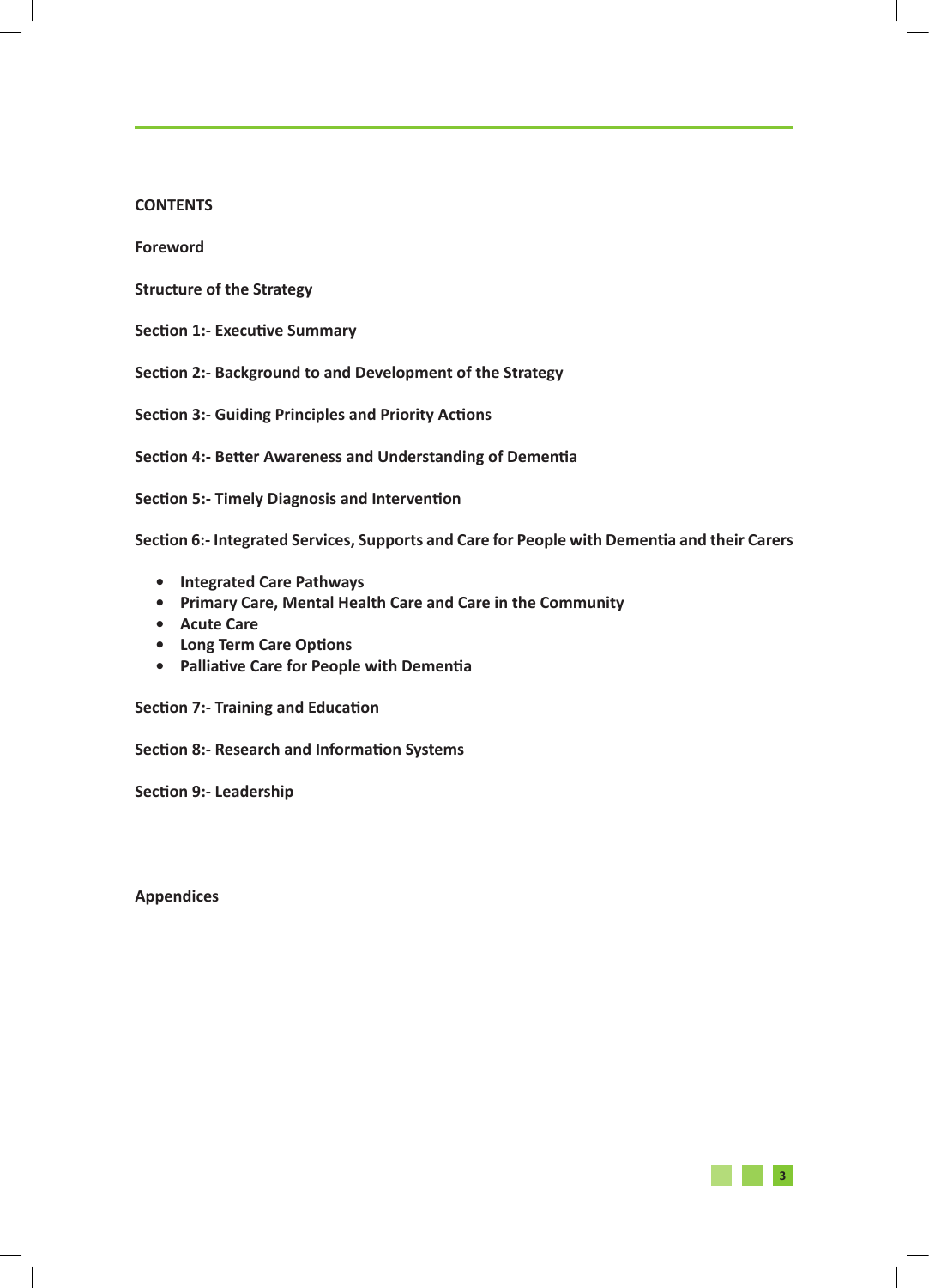## CONTENTS

**Foreword**

**Structure of the Strategy**

**Section 1:- Executive Summary**

**Section 2:- Background to and Development of the Strategy**

**Section 3:- Guiding Principles and Priority Actions**

**Section 4:- Better Awareness and Understanding of Dementia**

**Section 5:- Timely Diagnosis and Intervention**

**Section 6:- Integrated Services, Supports and Care for People with Dementia and their Carers**

- **Integrated Care Pathways**
- **Primary Care, Mental Health Care and Care in the Community**
- **Acute Care**
- **Long Term Care Options**
- **Palliative Care for People with Dementia**

**Section 7:- Training and Education**

**Section 8:- Research and Information Systems**

**Section 9:- Leadership**

**Appendices**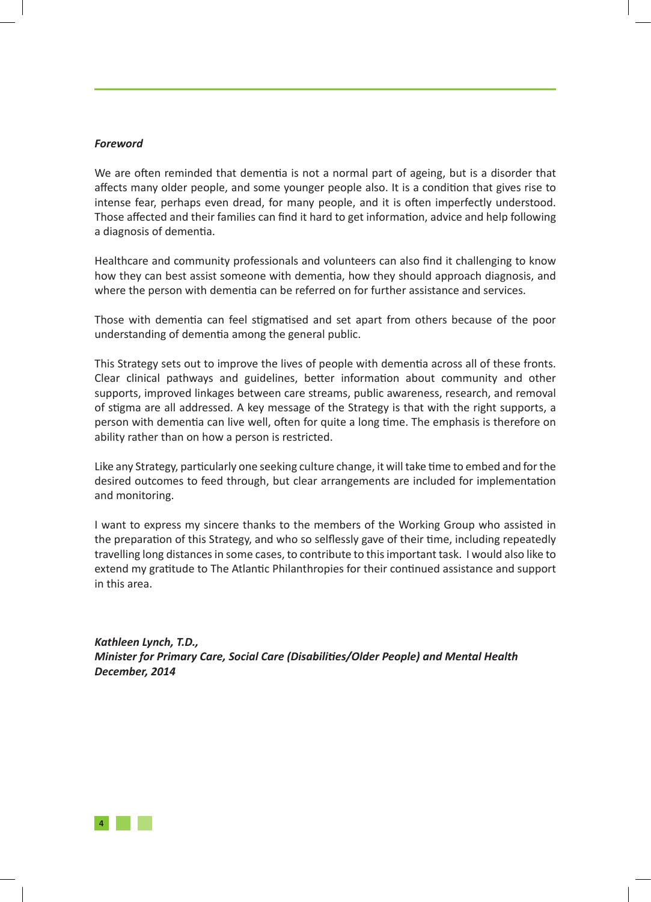*Foreword*

We are often reminded that dementia is not a normal part of ageing, but is a disorder that affects many older people, and some younger people also. It is a condition that gives rise to intense fear, perhaps even dread, for many people, and it is often imperfectly understood. Those affected and their families can find it hard to get information, advice and help following a diagnosis of dementia.

Healthcare and community professionals and volunteers can also find it challenging to know how they can best assist someone with dementia, how they should approach diagnosis, and where the person with dementia can be referred on for further assistance and services.

Those with dementia can feel stigmatised and set apart from others because of the poor understanding of dementia among the general public.

This Strategy sets out to improve the lives of people with dementia across all of these fronts. Clear clinical pathways and guidelines, better information about community and other supports, improved linkages between care streams, public awareness, research, and removal of stigma are all addressed. A key message of the Strategy is that with the right supports, a person with dementia can live well, often for quite a long time. The emphasis is therefore on ability rather than on how a person is restricted.

Like any Strategy, particularly one seeking culture change, it will take time to embed and for the desired outcomes to feed through, but clear arrangements are included for implementation and monitoring.

I want to express my sincere thanks to the members of the Working Group who assisted in the preparation of this Strategy, and who so selflessly gave of their time, including repeatedly travelling long distances in some cases, to contribute to this important task. I would also like to extend my gratitude to The Atlantic Philanthropies for their continued assistance and support in this area.

***Kathleen Lynch, T.D.,***
***Minister for Primary Care, Social Care (Disabilities/Older People) and Mental Health***
***December, 2014***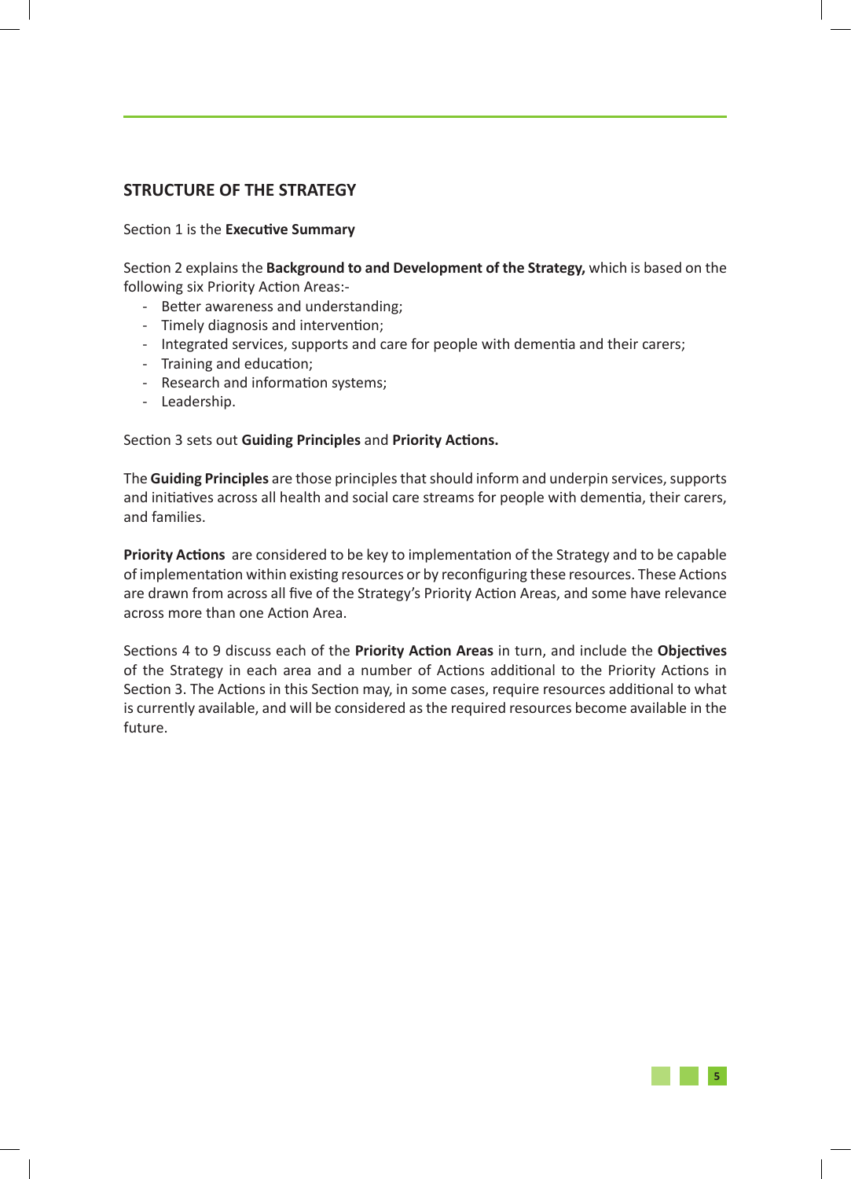## STRUCTURE OF THE STRATEGY

Section 1 is the **Executive Summary**

Section 2 explains the **Background to and Development of the Strategy,** which is based on the following six Priority Action Areas:-

- Better awareness and understanding;
- Timely diagnosis and intervention;
- Integrated services, supports and care for people with dementia and their carers;
- Training and education;
- Research and information systems;
- Leadership.

Section 3 sets out **Guiding Principles** and **Priority Actions.**

The **Guiding Principles** are those principles that should inform and underpin services, supports and initiatives across all health and social care streams for people with dementia, their carers, and families.

**Priority Actions** are considered to be key to implementation of the Strategy and to be capable of implementation within existing resources or by reconfiguring these resources. These Actions are drawn from across all five of the Strategy's Priority Action Areas, and some have relevance across more than one Action Area.

Sections 4 to 9 discuss each of the **Priority Action Areas** in turn, and include the **Objectives** of the Strategy in each area and a number of Actions additional to the Priority Actions in Section 3. The Actions in this Section may, in some cases, require resources additional to what is currently available, and will be considered as the required resources become available in the future.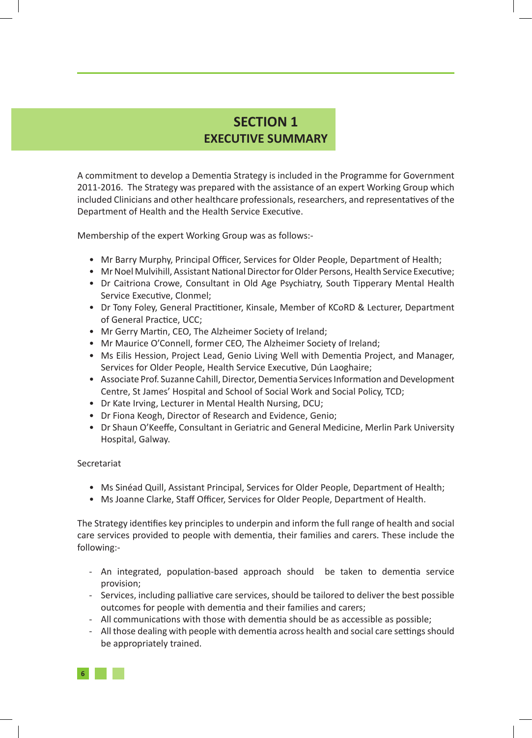# SECTION 1
## EXECUTIVE SUMMARY

A commitment to develop a Dementia Strategy is included in the Programme for Government 2011-2016. The Strategy was prepared with the assistance of an expert Working Group which included Clinicians and other healthcare professionals, researchers, and representatives of the Department of Health and the Health Service Executive.

Membership of the expert Working Group was as follows:-

- Mr Barry Murphy, Principal Officer, Services for Older People, Department of Health;
- Mr Noel Mulvihill, Assistant National Director for Older Persons, Health Service Executive;
- Dr Caitriona Crowe, Consultant in Old Age Psychiatry, South Tipperary Mental Health Service Executive, Clonmel;
- Dr Tony Foley, General Practitioner, Kinsale, Member of KCoRD & Lecturer, Department of General Practice, UCC;
- Mr Gerry Martin, CEO, The Alzheimer Society of Ireland;
- Mr Maurice O'Connell, former CEO, The Alzheimer Society of Ireland;
- Ms Eilis Hession, Project Lead, Genio Living Well with Dementia Project, and Manager, Services for Older People, Health Service Executive, Dún Laoghaire;
- Associate Prof. Suzanne Cahill, Director, Dementia Services Information and Development Centre, St James' Hospital and School of Social Work and Social Policy, TCD;
- Dr Kate Irving, Lecturer in Mental Health Nursing, DCU;
- Dr Fiona Keogh, Director of Research and Evidence, Genio;
- Dr Shaun O'Keeffe, Consultant in Geriatric and General Medicine, Merlin Park University Hospital, Galway.

Secretariat

- Ms Sinéad Quill, Assistant Principal, Services for Older People, Department of Health;
- Ms Joanne Clarke, Staff Officer, Services for Older People, Department of Health.

The Strategy identifies key principles to underpin and inform the full range of health and social care services provided to people with dementia, their families and carers. These include the following:-

- An integrated, population-based approach should be taken to dementia service provision;
- Services, including palliative care services, should be tailored to deliver the best possible outcomes for people with dementia and their families and carers;
- All communications with those with dementia should be as accessible as possible;
- All those dealing with people with dementia across health and social care settings should be appropriately trained.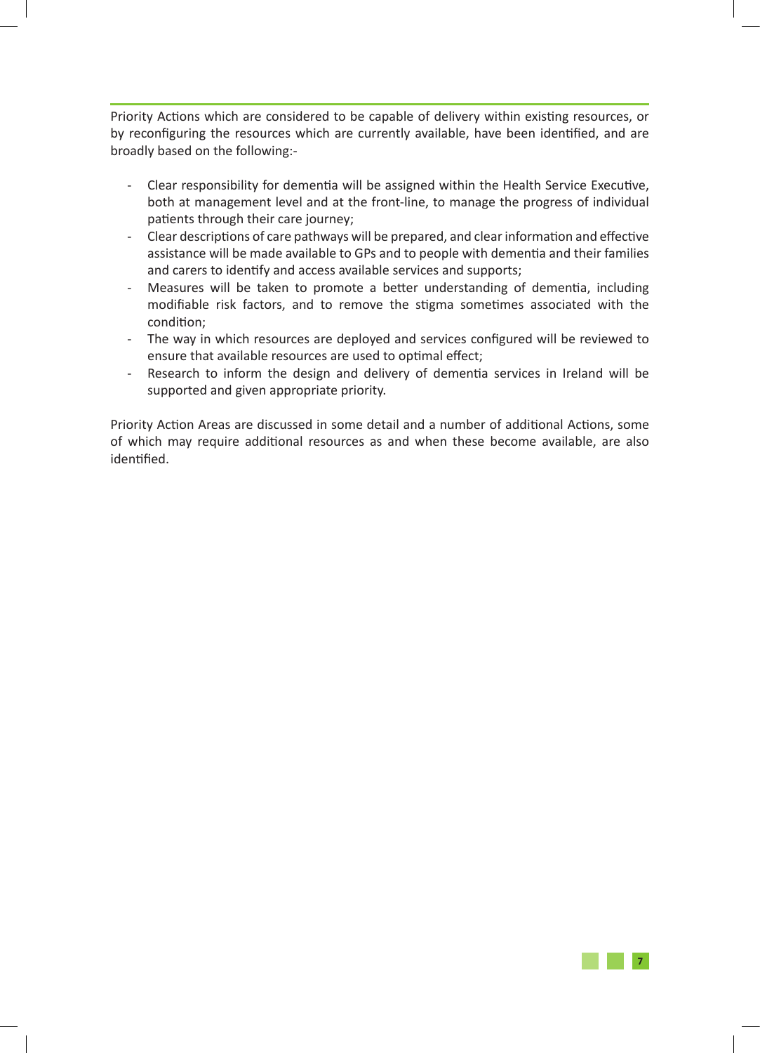Priority Actions which are considered to be capable of delivery within existing resources, or by reconfiguring the resources which are currently available, have been identified, and are broadly based on the following:-

- Clear responsibility for dementia will be assigned within the Health Service Executive, both at management level and at the front-line, to manage the progress of individual patients through their care journey;
- Clear descriptions of care pathways will be prepared, and clear information and effective assistance will be made available to GPs and to people with dementia and their families and carers to identify and access available services and supports;
- Measures will be taken to promote a better understanding of dementia, including modifiable risk factors, and to remove the stigma sometimes associated with the condition;
- The way in which resources are deployed and services configured will be reviewed to ensure that available resources are used to optimal effect;
- Research to inform the design and delivery of dementia services in Ireland will be supported and given appropriate priority.

Priority Action Areas are discussed in some detail and a number of additional Actions, some of which may require additional resources as and when these become available, are also identified.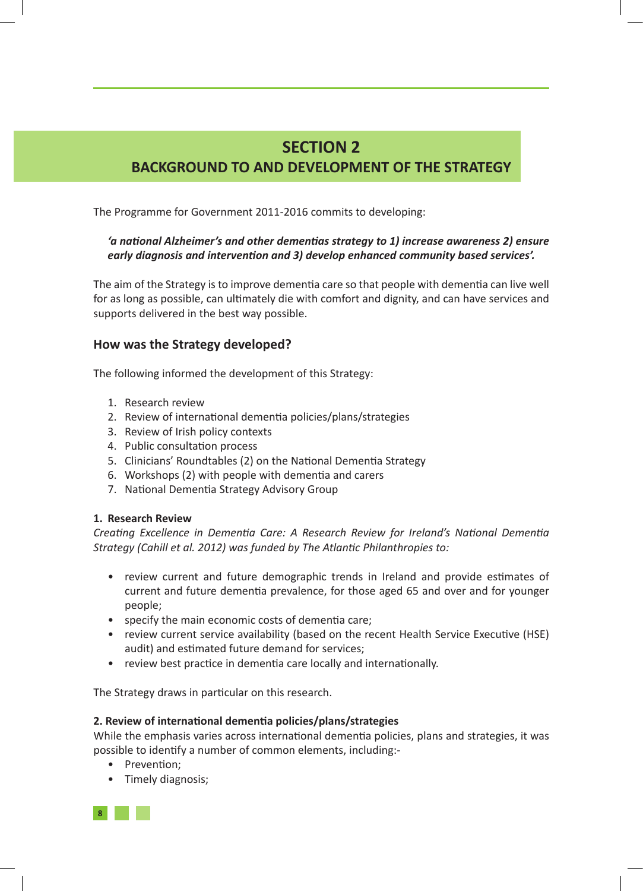# SECTION 2
## BACKGROUND TO AND DEVELOPMENT OF THE STRATEGY

The Programme for Government 2011-2016 commits to developing:

> ***'a national Alzheimer's and other dementias strategy to 1) increase awareness 2) ensure early diagnosis and intervention and 3) develop enhanced community based services'.***

The aim of the Strategy is to improve dementia care so that people with dementia can live well for as long as possible, can ultimately die with comfort and dignity, and can have services and supports delivered in the best way possible.

### How was the Strategy developed?

The following informed the development of this Strategy:

1. Research review
2. Review of international dementia policies/plans/strategies
3. Review of Irish policy contexts
4. Public consultation process
5. Clinicians' Roundtables (2) on the National Dementia Strategy
6. Workshops (2) with people with dementia and carers
7. National Dementia Strategy Advisory Group

**1. Research Review**

*Creating Excellence in Dementia Care: A Research Review for Ireland's National Dementia Strategy (Cahill et al. 2012) was funded by The Atlantic Philanthropies to:*

- review current and future demographic trends in Ireland and provide estimates of current and future dementia prevalence, for those aged 65 and over and for younger people;
- specify the main economic costs of dementia care;
- review current service availability (based on the recent Health Service Executive (HSE) audit) and estimated future demand for services;
- review best practice in dementia care locally and internationally.

The Strategy draws in particular on this research.

**2. Review of international dementia policies/plans/strategies**

While the emphasis varies across international dementia policies, plans and strategies, it was possible to identify a number of common elements, including:-

- Prevention;
- Timely diagnosis;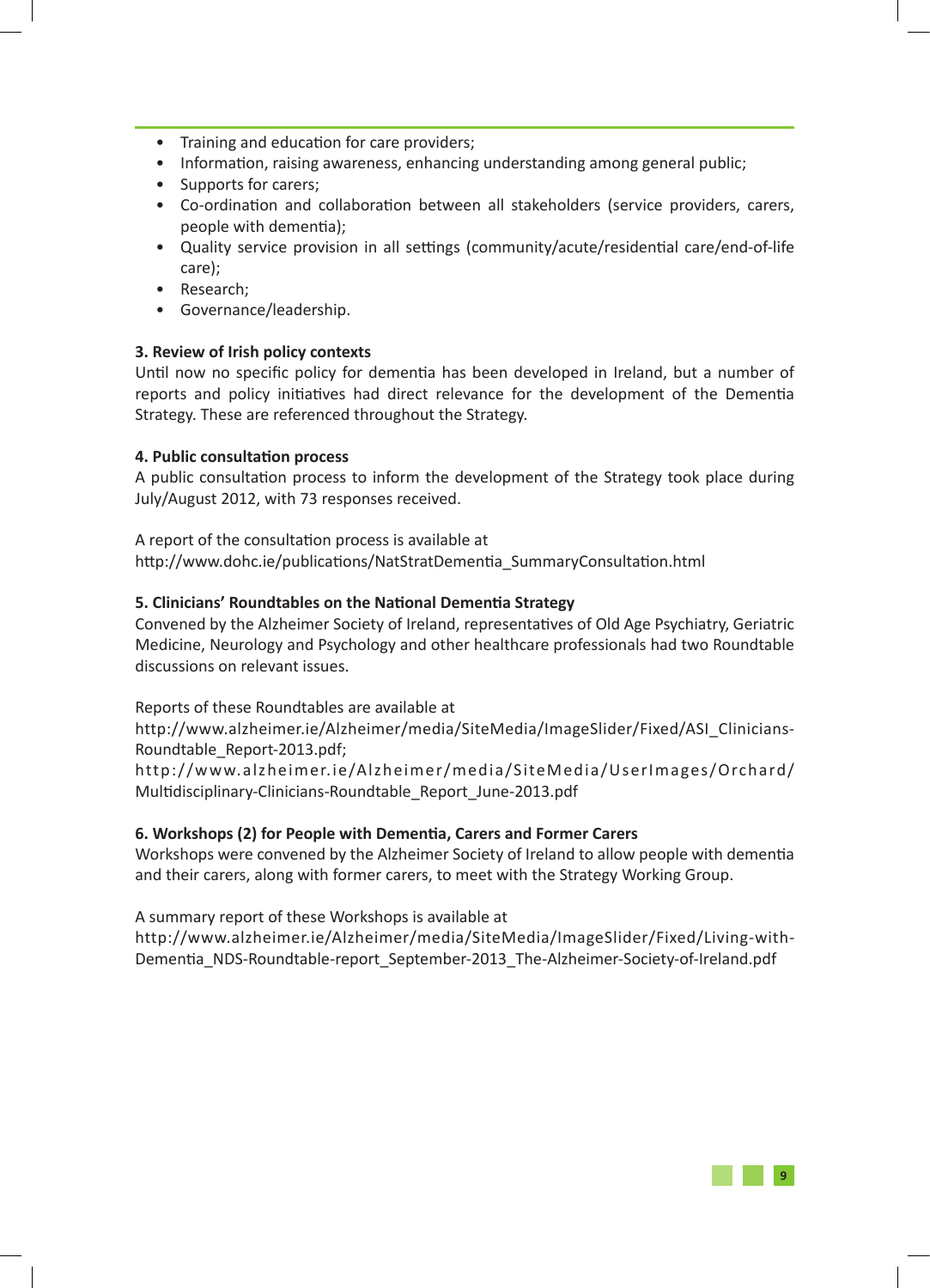- Training and education for care providers;
- Information, raising awareness, enhancing understanding among general public;
- Supports for carers;
- Co-ordination and collaboration between all stakeholders (service providers, carers, people with dementia);
- Quality service provision in all settings (community/acute/residential care/end-of-life care);
- Research;
- Governance/leadership.

**3. Review of Irish policy contexts**

Until now no specific policy for dementia has been developed in Ireland, but a number of reports and policy initiatives had direct relevance for the development of the Dementia Strategy. These are referenced throughout the Strategy.

**4. Public consultation process**

A public consultation process to inform the development of the Strategy took place during July/August 2012, with 73 responses received.

A report of the consultation process is available at
http://www.dohc.ie/publications/NatStratDementia_SummaryConsultation.html

**5. Clinicians' Roundtables on the National Dementia Strategy**

Convened by the Alzheimer Society of Ireland, representatives of Old Age Psychiatry, Geriatric Medicine, Neurology and Psychology and other healthcare professionals had two Roundtable discussions on relevant issues.

Reports of these Roundtables are available at
http://www.alzheimer.ie/Alzheimer/media/SiteMedia/ImageSlider/Fixed/ASI_Clinicians-Roundtable_Report-2013.pdf;
http://www.alzheimer.ie/Alzheimer/media/SiteMedia/UserImages/Orchard/Multidisciplinary-Clinicians-Roundtable_Report_June-2013.pdf

**6. Workshops (2) for People with Dementia, Carers and Former Carers**

Workshops were convened by the Alzheimer Society of Ireland to allow people with dementia and their carers, along with former carers, to meet with the Strategy Working Group.

A summary report of these Workshops is available at
http://www.alzheimer.ie/Alzheimer/media/SiteMedia/ImageSlider/Fixed/Living-with-Dementia_NDS-Roundtable-report_September-2013_The-Alzheimer-Society-of-Ireland.pdf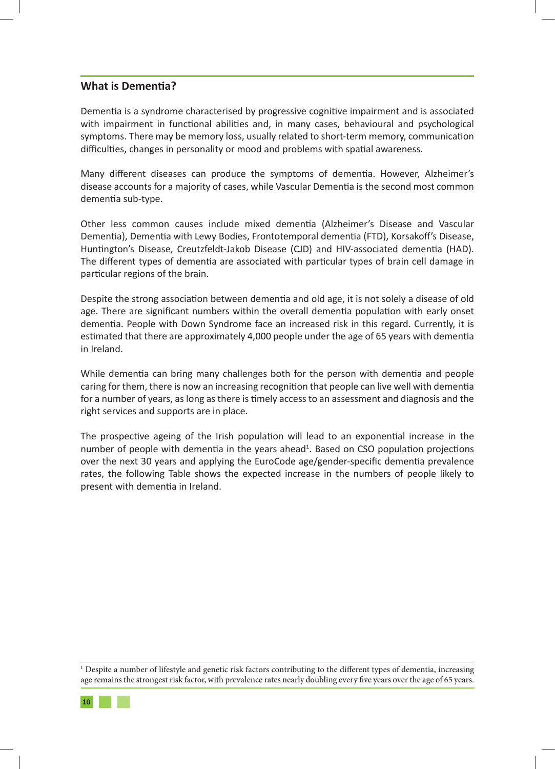## What is Dementia?

Dementia is a syndrome characterised by progressive cognitive impairment and is associated with impairment in functional abilities and, in many cases, behavioural and psychological symptoms. There may be memory loss, usually related to short-term memory, communication difficulties, changes in personality or mood and problems with spatial awareness.

Many different diseases can produce the symptoms of dementia. However, Alzheimer's disease accounts for a majority of cases, while Vascular Dementia is the second most common dementia sub-type.

Other less common causes include mixed dementia (Alzheimer's Disease and Vascular Dementia), Dementia with Lewy Bodies, Frontotemporal dementia (FTD), Korsakoff's Disease, Huntington's Disease, Creutzfeldt-Jakob Disease (CJD) and HIV-associated dementia (HAD). The different types of dementia are associated with particular types of brain cell damage in particular regions of the brain.

Despite the strong association between dementia and old age, it is not solely a disease of old age. There are significant numbers within the overall dementia population with early onset dementia. People with Down Syndrome face an increased risk in this regard. Currently, it is estimated that there are approximately 4,000 people under the age of 65 years with dementia in Ireland.

While dementia can bring many challenges both for the person with dementia and people caring for them, there is now an increasing recognition that people can live well with dementia for a number of years, as long as there is timely access to an assessment and diagnosis and the right services and supports are in place.

The prospective ageing of the Irish population will lead to an exponential increase in the number of people with dementia in the years ahead[1]. Based on CSO population projections over the next 30 years and applying the EuroCode age/gender-specific dementia prevalence rates, the following Table shows the expected increase in the numbers of people likely to present with dementia in Ireland.

[1] Despite a number of lifestyle and genetic risk factors contributing to the different types of dementia, increasing age remains the strongest risk factor, with prevalence rates nearly doubling every five years over the age of 65 years.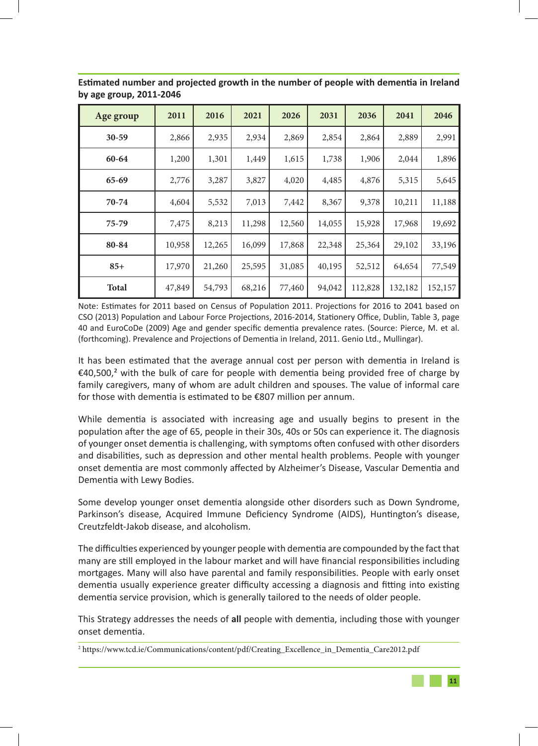**Estimated number and projected growth in the number of people with dementia in Ireland by age group, 2011-2046**

| Age group | 2011 | 2016 | 2021 | 2026 | 2031 | 2036 | 2041 | 2046 |
|---|---|---|---|---|---|---|---|---|
| 30-59 | 2,866 | 2,935 | 2,934 | 2,869 | 2,854 | 2,864 | 2,889 | 2,991 |
| 60-64 | 1,200 | 1,301 | 1,449 | 1,615 | 1,738 | 1,906 | 2,044 | 1,896 |
| 65-69 | 2,776 | 3,287 | 3,827 | 4,020 | 4,485 | 4,876 | 5,315 | 5,645 |
| 70-74 | 4,604 | 5,532 | 7,013 | 7,442 | 8,367 | 9,378 | 10,211 | 11,188 |
| 75-79 | 7,475 | 8,213 | 11,298 | 12,560 | 14,055 | 15,928 | 17,968 | 19,692 |
| 80-84 | 10,958 | 12,265 | 16,099 | 17,868 | 22,348 | 25,364 | 29,102 | 33,196 |
| 85+ | 17,970 | 21,260 | 25,595 | 31,085 | 40,195 | 52,512 | 64,654 | 77,549 |
| **Total** | 47,849 | 54,793 | 68,216 | 77,460 | 94,042 | 112,828 | 132,182 | 152,157 |

Note: Estimates for 2011 based on Census of Population 2011. Projections for 2016 to 2041 based on CSO (2013) Population and Labour Force Projections, 2016-2014, Stationery Office, Dublin, Table 3, page 40 and EuroCoDe (2009) Age and gender specific dementia prevalence rates. (Source: Pierce, M. et al. (forthcoming). Prevalence and Projections of Dementia in Ireland, 2011. Genio Ltd., Mullingar).

It has been estimated that the average annual cost per person with dementia in Ireland is €40,500,[2] with the bulk of care for people with dementia being provided free of charge by family caregivers, many of whom are adult children and spouses. The value of informal care for those with dementia is estimated to be €807 million per annum.

While dementia is associated with increasing age and usually begins to present in the population after the age of 65, people in their 30s, 40s or 50s can experience it. The diagnosis of younger onset dementia is challenging, with symptoms often confused with other disorders and disabilities, such as depression and other mental health problems. People with younger onset dementia are most commonly affected by Alzheimer's Disease, Vascular Dementia and Dementia with Lewy Bodies.

Some develop younger onset dementia alongside other disorders such as Down Syndrome, Parkinson's disease, Acquired Immune Deficiency Syndrome (AIDS), Huntington's disease, Creutzfeldt-Jakob disease, and alcoholism.

The difficulties experienced by younger people with dementia are compounded by the fact that many are still employed in the labour market and will have financial responsibilities including mortgages. Many will also have parental and family responsibilities. People with early onset dementia usually experience greater difficulty accessing a diagnosis and fitting into existing dementia service provision, which is generally tailored to the needs of older people.

This Strategy addresses the needs of **all** people with dementia, including those with younger onset dementia.

[2] https://www.tcd.ie/Communications/content/pdf/Creating_Excellence_in_Dementia_Care2012.pdf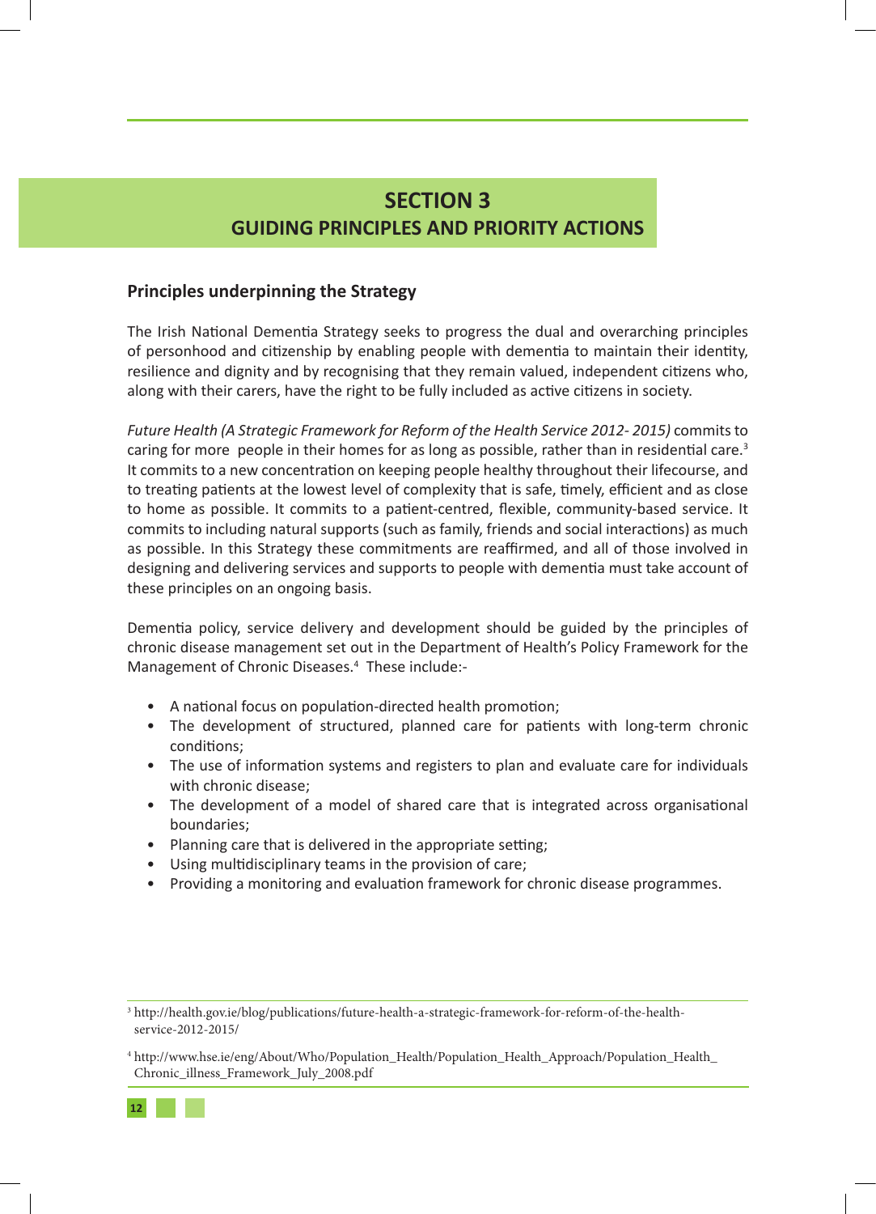# SECTION 3
## GUIDING PRINCIPLES AND PRIORITY ACTIONS

### Principles underpinning the Strategy

The Irish National Dementia Strategy seeks to progress the dual and overarching principles of personhood and citizenship by enabling people with dementia to maintain their identity, resilience and dignity and by recognising that they remain valued, independent citizens who, along with their carers, have the right to be fully included as active citizens in society.

*Future Health (A Strategic Framework for Reform of the Health Service 2012- 2015)* commits to caring for more people in their homes for as long as possible, rather than in residential care.[3] It commits to a new concentration on keeping people healthy throughout their lifecourse, and to treating patients at the lowest level of complexity that is safe, timely, efficient and as close to home as possible. It commits to a patient-centred, flexible, community-based service. It commits to including natural supports (such as family, friends and social interactions) as much as possible. In this Strategy these commitments are reaffirmed, and all of those involved in designing and delivering services and supports to people with dementia must take account of these principles on an ongoing basis.

Dementia policy, service delivery and development should be guided by the principles of chronic disease management set out in the Department of Health's Policy Framework for the Management of Chronic Diseases.[4] These include:-

- A national focus on population-directed health promotion;
- The development of structured, planned care for patients with long-term chronic conditions;
- The use of information systems and registers to plan and evaluate care for individuals with chronic disease;
- The development of a model of shared care that is integrated across organisational boundaries;
- Planning care that is delivered in the appropriate setting;
- Using multidisciplinary teams in the provision of care;
- Providing a monitoring and evaluation framework for chronic disease programmes.

---

[3] http://health.gov.ie/blog/publications/future-health-a-strategic-framework-for-reform-of-the-health-service-2012-2015/

[4] http://www.hse.ie/eng/About/Who/Population_Health/Population_Health_Approach/Population_Health_Chronic_illness_Framework_July_2008.pdf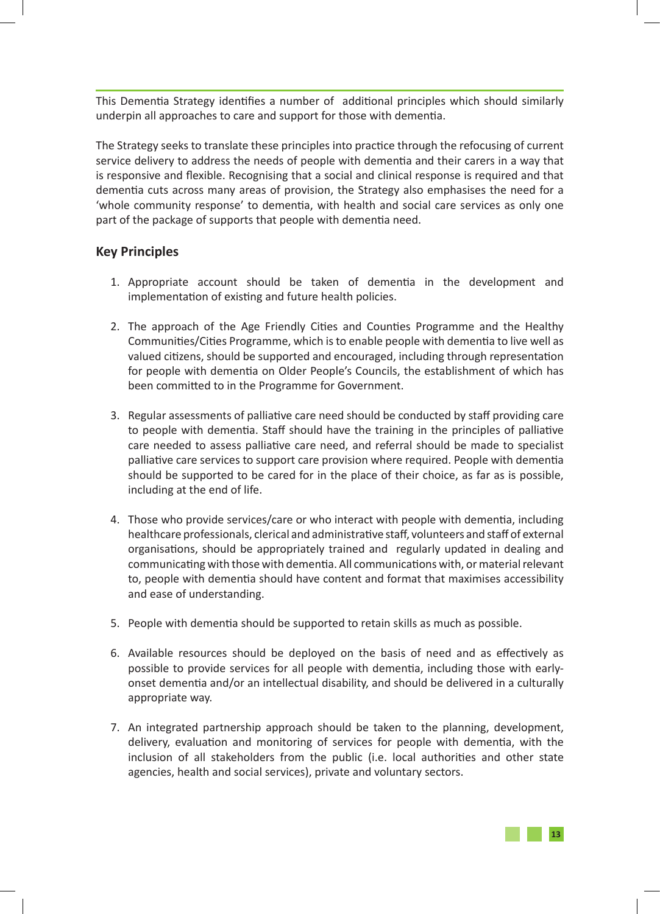This Dementia Strategy identifies a number of additional principles which should similarly underpin all approaches to care and support for those with dementia.

The Strategy seeks to translate these principles into practice through the refocusing of current service delivery to address the needs of people with dementia and their carers in a way that is responsive and flexible. Recognising that a social and clinical response is required and that dementia cuts across many areas of provision, the Strategy also emphasises the need for a 'whole community response' to dementia, with health and social care services as only one part of the package of supports that people with dementia need.

## Key Principles

1. Appropriate account should be taken of dementia in the development and implementation of existing and future health policies.

2. The approach of the Age Friendly Cities and Counties Programme and the Healthy Communities/Cities Programme, which is to enable people with dementia to live well as valued citizens, should be supported and encouraged, including through representation for people with dementia on Older People's Councils, the establishment of which has been committed to in the Programme for Government.

3. Regular assessments of palliative care need should be conducted by staff providing care to people with dementia. Staff should have the training in the principles of palliative care needed to assess palliative care need, and referral should be made to specialist palliative care services to support care provision where required. People with dementia should be supported to be cared for in the place of their choice, as far as is possible, including at the end of life.

4. Those who provide services/care or who interact with people with dementia, including healthcare professionals, clerical and administrative staff, volunteers and staff of external organisations, should be appropriately trained and regularly updated in dealing and communicating with those with dementia. All communications with, or material relevant to, people with dementia should have content and format that maximises accessibility and ease of understanding.

5. People with dementia should be supported to retain skills as much as possible.

6. Available resources should be deployed on the basis of need and as effectively as possible to provide services for all people with dementia, including those with early-onset dementia and/or an intellectual disability, and should be delivered in a culturally appropriate way.

7. An integrated partnership approach should be taken to the planning, development, delivery, evaluation and monitoring of services for people with dementia, with the inclusion of all stakeholders from the public (i.e. local authorities and other state agencies, health and social services), private and voluntary sectors.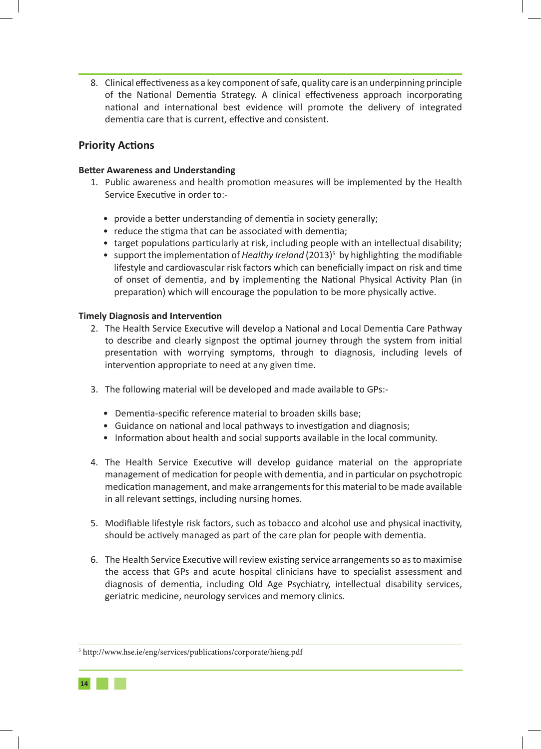8. Clinical effectiveness as a key component of safe, quality care is an underpinning principle of the National Dementia Strategy. A clinical effectiveness approach incorporating national and international best evidence will promote the delivery of integrated dementia care that is current, effective and consistent.

## Priority Actions

**Better Awareness and Understanding**

1. Public awareness and health promotion measures will be implemented by the Health Service Executive in order to:-

   - provide a better understanding of dementia in society generally;
   - reduce the stigma that can be associated with dementia;
   - target populations particularly at risk, including people with an intellectual disability;
   - support the implementation of *Healthy Ireland* (2013)[5] by highlighting the modifiable lifestyle and cardiovascular risk factors which can beneficially impact on risk and time of onset of dementia, and by implementing the National Physical Activity Plan (in preparation) which will encourage the population to be more physically active.

**Timely Diagnosis and Intervention**

2. The Health Service Executive will develop a National and Local Dementia Care Pathway to describe and clearly signpost the optimal journey through the system from initial presentation with worrying symptoms, through to diagnosis, including levels of intervention appropriate to need at any given time.

3. The following material will be developed and made available to GPs:-

   - Dementia-specific reference material to broaden skills base;
   - Guidance on national and local pathways to investigation and diagnosis;
   - Information about health and social supports available in the local community.

4. The Health Service Executive will develop guidance material on the appropriate management of medication for people with dementia, and in particular on psychotropic medication management, and make arrangements for this material to be made available in all relevant settings, including nursing homes.

5. Modifiable lifestyle risk factors, such as tobacco and alcohol use and physical inactivity, should be actively managed as part of the care plan for people with dementia.

6. The Health Service Executive will review existing service arrangements so as to maximise the access that GPs and acute hospital clinicians have to specialist assessment and diagnosis of dementia, including Old Age Psychiatry, intellectual disability services, geriatric medicine, neurology services and memory clinics.

---

[5] http://www.hse.ie/eng/services/publications/corporate/hieng.pdf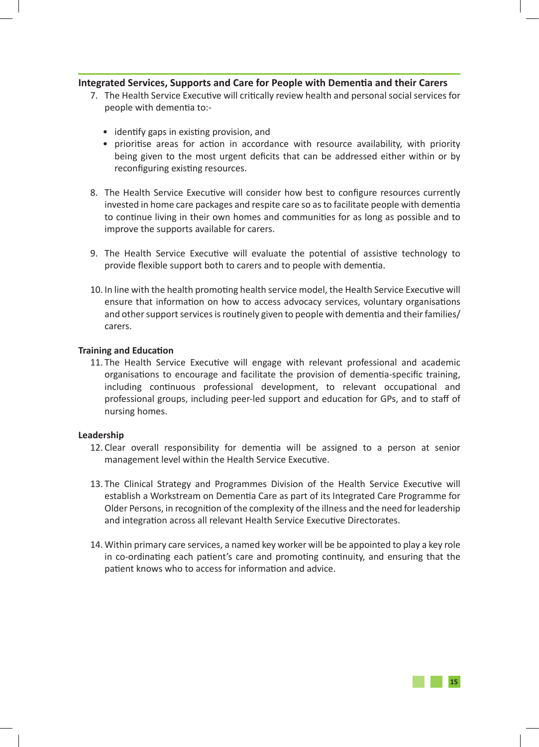### Integrated Services, Supports and Care for People with Dementia and their Carers

7. The Health Service Executive will critically review health and personal social services for people with dementia to:-

   - identify gaps in existing provision, and
   - prioritise areas for action in accordance with resource availability, with priority being given to the most urgent deficits that can be addressed either within or by reconfiguring existing resources.

8. The Health Service Executive will consider how best to configure resources currently invested in home care packages and respite care so as to facilitate people with dementia to continue living in their own homes and communities for as long as possible and to improve the supports available for carers.

9. The Health Service Executive will evaluate the potential of assistive technology to provide flexible support both to carers and to people with dementia.

10. In line with the health promoting health service model, the Health Service Executive will ensure that information on how to access advocacy services, voluntary organisations and other support services is routinely given to people with dementia and their families/ carers.

**Training and Education**

11. The Health Service Executive will engage with relevant professional and academic organisations to encourage and facilitate the provision of dementia-specific training, including continuous professional development, to relevant occupational and professional groups, including peer-led support and education for GPs, and to staff of nursing homes.

**Leadership**

12. Clear overall responsibility for dementia will be assigned to a person at senior management level within the Health Service Executive.

13. The Clinical Strategy and Programmes Division of the Health Service Executive will establish a Workstream on Dementia Care as part of its Integrated Care Programme for Older Persons, in recognition of the complexity of the illness and the need for leadership and integration across all relevant Health Service Executive Directorates.

14. Within primary care services, a named key worker will be be appointed to play a key role in co-ordinating each patient's care and promoting continuity, and ensuring that the patient knows who to access for information and advice.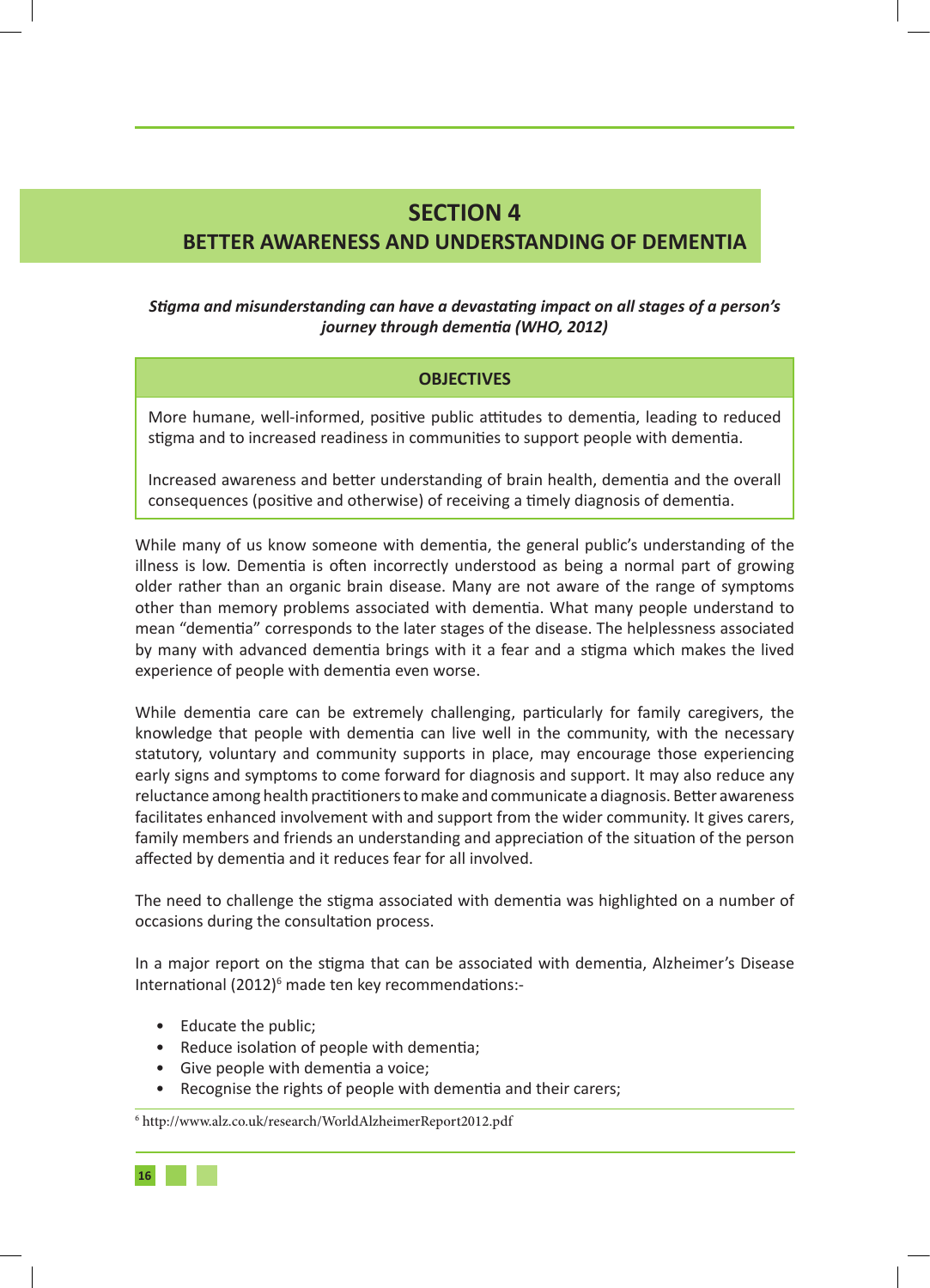# SECTION 4
## BETTER AWARENESS AND UNDERSTANDING OF DEMENTIA

***Stigma and misunderstanding can have a devastating impact on all stages of a person's journey through dementia (WHO, 2012)***

| OBJECTIVES |
|---|
| More humane, well-informed, positive public attitudes to dementia, leading to reduced stigma and to increased readiness in communities to support people with dementia.<br><br>Increased awareness and better understanding of brain health, dementia and the overall consequences (positive and otherwise) of receiving a timely diagnosis of dementia. |

While many of us know someone with dementia, the general public's understanding of the illness is low. Dementia is often incorrectly understood as being a normal part of growing older rather than an organic brain disease. Many are not aware of the range of symptoms other than memory problems associated with dementia. What many people understand to mean "dementia" corresponds to the later stages of the disease. The helplessness associated by many with advanced dementia brings with it a fear and a stigma which makes the lived experience of people with dementia even worse.

While dementia care can be extremely challenging, particularly for family caregivers, the knowledge that people with dementia can live well in the community, with the necessary statutory, voluntary and community supports in place, may encourage those experiencing early signs and symptoms to come forward for diagnosis and support. It may also reduce any reluctance among health practitioners to make and communicate a diagnosis. Better awareness facilitates enhanced involvement with and support from the wider community. It gives carers, family members and friends an understanding and appreciation of the situation of the person affected by dementia and it reduces fear for all involved.

The need to challenge the stigma associated with dementia was highlighted on a number of occasions during the consultation process.

In a major report on the stigma that can be associated with dementia, Alzheimer's Disease International (2012)[6] made ten key recommendations:-

- Educate the public;
- Reduce isolation of people with dementia;
- Give people with dementia a voice;
- Recognise the rights of people with dementia and their carers;

[6] http://www.alz.co.uk/research/WorldAlzheimerReport2012.pdf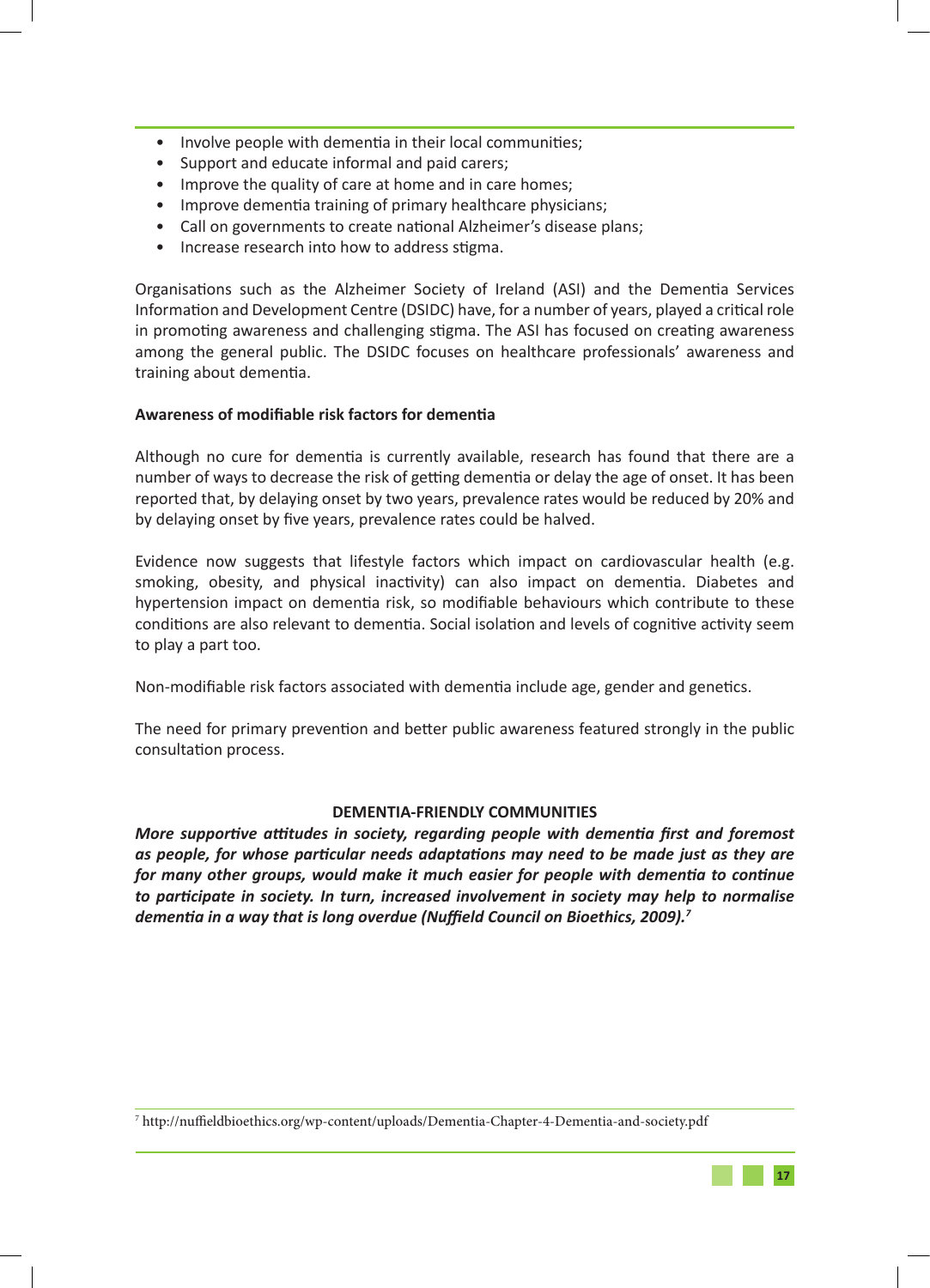- Involve people with dementia in their local communities;
- Support and educate informal and paid carers;
- Improve the quality of care at home and in care homes;
- Improve dementia training of primary healthcare physicians;
- Call on governments to create national Alzheimer's disease plans;
- Increase research into how to address stigma.

Organisations such as the Alzheimer Society of Ireland (ASI) and the Dementia Services Information and Development Centre (DSIDC) have, for a number of years, played a critical role in promoting awareness and challenging stigma. The ASI has focused on creating awareness among the general public. The DSIDC focuses on healthcare professionals' awareness and training about dementia.

**Awareness of modifiable risk factors for dementia**

Although no cure for dementia is currently available, research has found that there are a number of ways to decrease the risk of getting dementia or delay the age of onset. It has been reported that, by delaying onset by two years, prevalence rates would be reduced by 20% and by delaying onset by five years, prevalence rates could be halved.

Evidence now suggests that lifestyle factors which impact on cardiovascular health (e.g. smoking, obesity, and physical inactivity) can also impact on dementia. Diabetes and hypertension impact on dementia risk, so modifiable behaviours which contribute to these conditions are also relevant to dementia. Social isolation and levels of cognitive activity seem to play a part too.

Non-modifiable risk factors associated with dementia include age, gender and genetics.

The need for primary prevention and better public awareness featured strongly in the public consultation process.

**DEMENTIA-FRIENDLY COMMUNITIES**

***More supportive attitudes in society, regarding people with dementia first and foremost as people, for whose particular needs adaptations may need to be made just as they are for many other groups, would make it much easier for people with dementia to continue to participate in society. In turn, increased involvement in society may help to normalise dementia in a way that is long overdue (Nuffield Council on Bioethics, 2009).[7]***

[7] http://nuffieldbioethics.org/wp-content/uploads/Dementia-Chapter-4-Dementia-and-society.pdf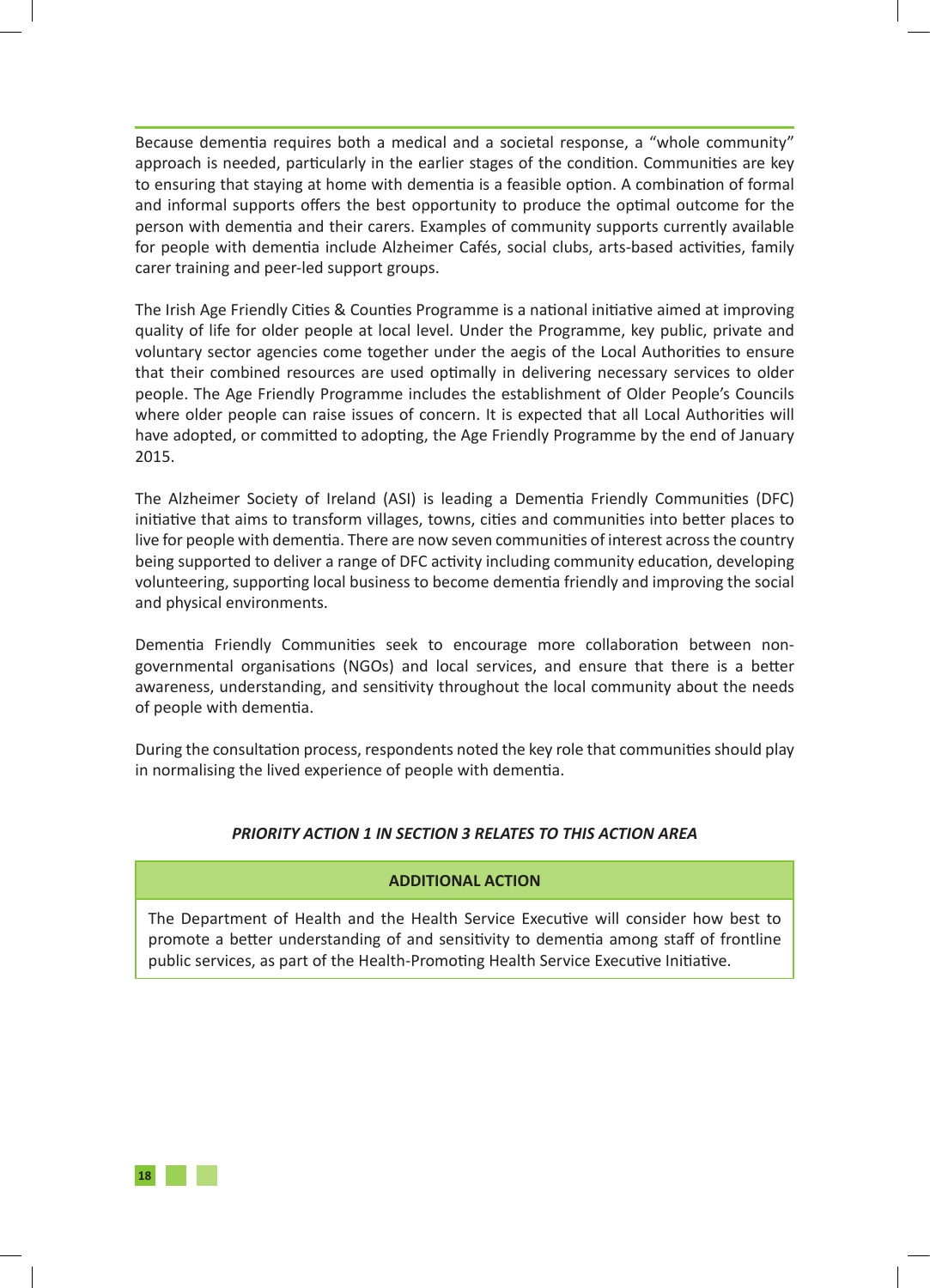Because dementia requires both a medical and a societal response, a "whole community" approach is needed, particularly in the earlier stages of the condition. Communities are key to ensuring that staying at home with dementia is a feasible option. A combination of formal and informal supports offers the best opportunity to produce the optimal outcome for the person with dementia and their carers. Examples of community supports currently available for people with dementia include Alzheimer Cafés, social clubs, arts-based activities, family carer training and peer-led support groups.

The Irish Age Friendly Cities & Counties Programme is a national initiative aimed at improving quality of life for older people at local level. Under the Programme, key public, private and voluntary sector agencies come together under the aegis of the Local Authorities to ensure that their combined resources are used optimally in delivering necessary services to older people. The Age Friendly Programme includes the establishment of Older People's Councils where older people can raise issues of concern. It is expected that all Local Authorities will have adopted, or committed to adopting, the Age Friendly Programme by the end of January 2015.

The Alzheimer Society of Ireland (ASI) is leading a Dementia Friendly Communities (DFC) initiative that aims to transform villages, towns, cities and communities into better places to live for people with dementia. There are now seven communities of interest across the country being supported to deliver a range of DFC activity including community education, developing volunteering, supporting local business to become dementia friendly and improving the social and physical environments.

Dementia Friendly Communities seek to encourage more collaboration between non-governmental organisations (NGOs) and local services, and ensure that there is a better awareness, understanding, and sensitivity throughout the local community about the needs of people with dementia.

During the consultation process, respondents noted the key role that communities should play in normalising the lived experience of people with dementia.

***PRIORITY ACTION 1 IN SECTION 3 RELATES TO THIS ACTION AREA***

| **ADDITIONAL ACTION** |
| --- |
| The Department of Health and the Health Service Executive will consider how best to promote a better understanding of and sensitivity to dementia among staff of frontline public services, as part of the Health-Promoting Health Service Executive Initiative. |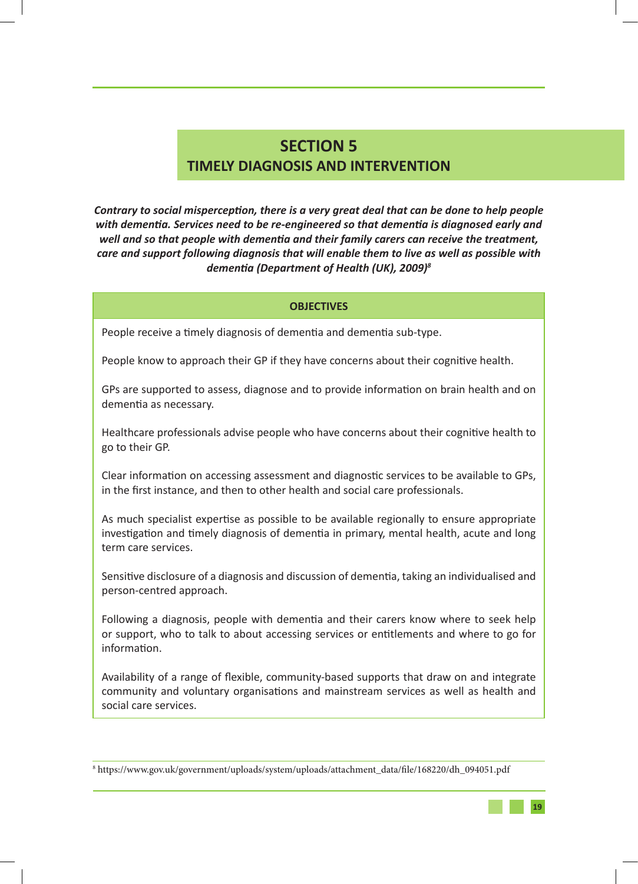# SECTION 5
## TIMELY DIAGNOSIS AND INTERVENTION

***Contrary to social misperception, there is a very great deal that can be done to help people with dementia. Services need to be re-engineered so that dementia is diagnosed early and well and so that people with dementia and their family carers can receive the treatment, care and support following diagnosis that will enable them to live as well as possible with dementia (Department of Health (UK), 2009)[8]***

| OBJECTIVES |
|---|
| People receive a timely diagnosis of dementia and dementia sub-type. |
| People know to approach their GP if they have concerns about their cognitive health. |
| GPs are supported to assess, diagnose and to provide information on brain health and on dementia as necessary. |
| Healthcare professionals advise people who have concerns about their cognitive health to go to their GP. |
| Clear information on accessing assessment and diagnostic services to be available to GPs, in the first instance, and then to other health and social care professionals. |
| As much specialist expertise as possible to be available regionally to ensure appropriate investigation and timely diagnosis of dementia in primary, mental health, acute and long term care services. |
| Sensitive disclosure of a diagnosis and discussion of dementia, taking an individualised and person-centred approach. |
| Following a diagnosis, people with dementia and their carers know where to seek help or support, who to talk to about accessing services or entitlements and where to go for information. |
| Availability of a range of flexible, community-based supports that draw on and integrate community and voluntary organisations and mainstream services as well as health and social care services. |

[8] https://www.gov.uk/government/uploads/system/uploads/attachment_data/file/168220/dh_094051.pdf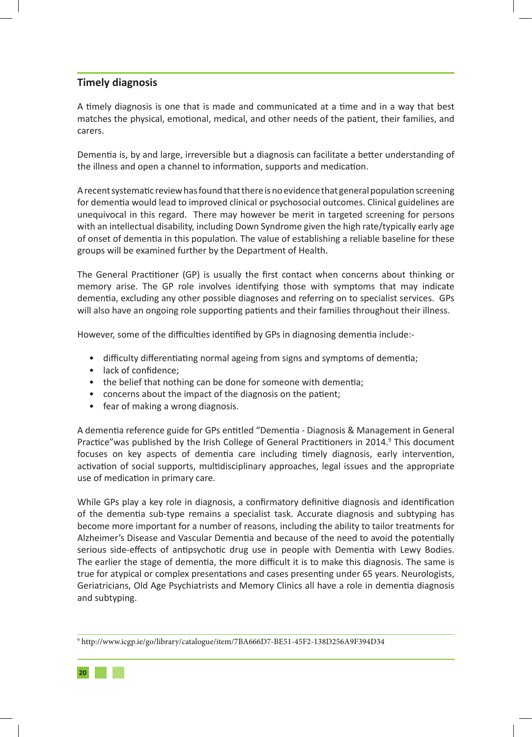## Timely diagnosis

A timely diagnosis is one that is made and communicated at a time and in a way that best matches the physical, emotional, medical, and other needs of the patient, their families, and carers.

Dementia is, by and large, irreversible but a diagnosis can facilitate a better understanding of the illness and open a channel to information, supports and medication.

A recent systematic review has found that there is no evidence that general population screening for dementia would lead to improved clinical or psychosocial outcomes. Clinical guidelines are unequivocal in this regard. There may however be merit in targeted screening for persons with an intellectual disability, including Down Syndrome given the high rate/typically early age of onset of dementia in this population. The value of establishing a reliable baseline for these groups will be examined further by the Department of Health.

The General Practitioner (GP) is usually the first contact when concerns about thinking or memory arise. The GP role involves identifying those with symptoms that may indicate dementia, excluding any other possible diagnoses and referring on to specialist services. GPs will also have an ongoing role supporting patients and their families throughout their illness.

However, some of the difficulties identified by GPs in diagnosing dementia include:-

- difficulty differentiating normal ageing from signs and symptoms of dementia;
- lack of confidence;
- the belief that nothing can be done for someone with dementia;
- concerns about the impact of the diagnosis on the patient;
- fear of making a wrong diagnosis.

A dementia reference guide for GPs entitled "Dementia - Diagnosis & Management in General Practice"was published by the Irish College of General Practitioners in 2014.[9] This document focuses on key aspects of dementia care including timely diagnosis, early intervention, activation of social supports, multidisciplinary approaches, legal issues and the appropriate use of medication in primary care.

While GPs play a key role in diagnosis, a confirmatory definitive diagnosis and identification of the dementia sub-type remains a specialist task. Accurate diagnosis and subtyping has become more important for a number of reasons, including the ability to tailor treatments for Alzheimer's Disease and Vascular Dementia and because of the need to avoid the potentially serious side-effects of antipsychotic drug use in people with Dementia with Lewy Bodies. The earlier the stage of dementia, the more difficult it is to make this diagnosis. The same is true for atypical or complex presentations and cases presenting under 65 years. Neurologists, Geriatricians, Old Age Psychiatrists and Memory Clinics all have a role in dementia diagnosis and subtyping.

---

[9] http://www.icgp.ie/go/library/catalogue/item/7BA666D7-BE51-45F2-138D256A9F394D34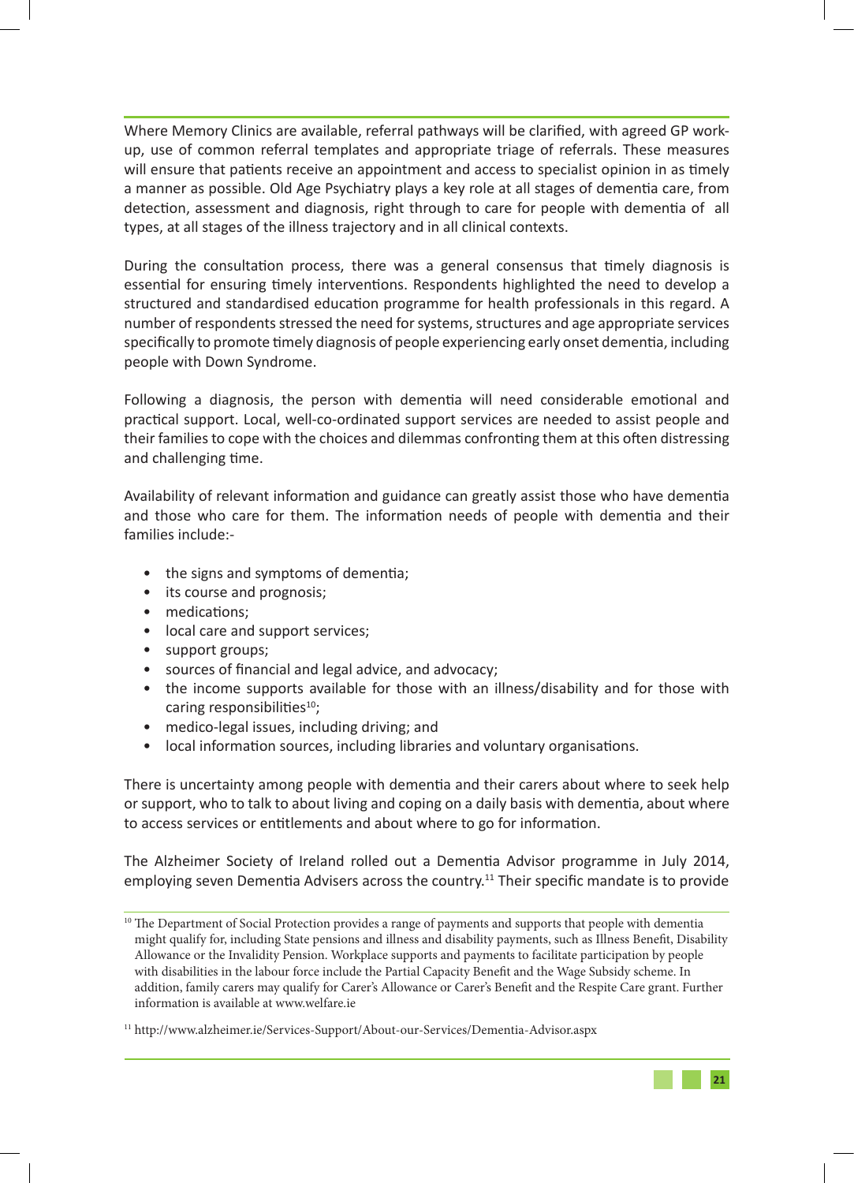Where Memory Clinics are available, referral pathways will be clarified, with agreed GP work-up, use of common referral templates and appropriate triage of referrals. These measures will ensure that patients receive an appointment and access to specialist opinion in as timely a manner as possible. Old Age Psychiatry plays a key role at all stages of dementia care, from detection, assessment and diagnosis, right through to care for people with dementia of all types, at all stages of the illness trajectory and in all clinical contexts.

During the consultation process, there was a general consensus that timely diagnosis is essential for ensuring timely interventions. Respondents highlighted the need to develop a structured and standardised education programme for health professionals in this regard. A number of respondents stressed the need for systems, structures and age appropriate services specifically to promote timely diagnosis of people experiencing early onset dementia, including people with Down Syndrome.

Following a diagnosis, the person with dementia will need considerable emotional and practical support. Local, well-co-ordinated support services are needed to assist people and their families to cope with the choices and dilemmas confronting them at this often distressing and challenging time.

Availability of relevant information and guidance can greatly assist those who have dementia and those who care for them. The information needs of people with dementia and their families include:-

- the signs and symptoms of dementia;
- its course and prognosis;
- medications;
- local care and support services;
- support groups;
- sources of financial and legal advice, and advocacy;
- the income supports available for those with an illness/disability and for those with caring responsibilities[10];
- medico-legal issues, including driving; and
- local information sources, including libraries and voluntary organisations.

There is uncertainty among people with dementia and their carers about where to seek help or support, who to talk to about living and coping on a daily basis with dementia, about where to access services or entitlements and about where to go for information.

The Alzheimer Society of Ireland rolled out a Dementia Advisor programme in July 2014, employing seven Dementia Advisers across the country.[11] Their specific mandate is to provide

---

[10] The Department of Social Protection provides a range of payments and supports that people with dementia might qualify for, including State pensions and illness and disability payments, such as Illness Benefit, Disability Allowance or the Invalidity Pension. Workplace supports and payments to facilitate participation by people with disabilities in the labour force include the Partial Capacity Benefit and the Wage Subsidy scheme. In addition, family carers may qualify for Carer's Allowance or Carer's Benefit and the Respite Care grant. Further information is available at www.welfare.ie

[11] http://www.alzheimer.ie/Services-Support/About-our-Services/Dementia-Advisor.aspx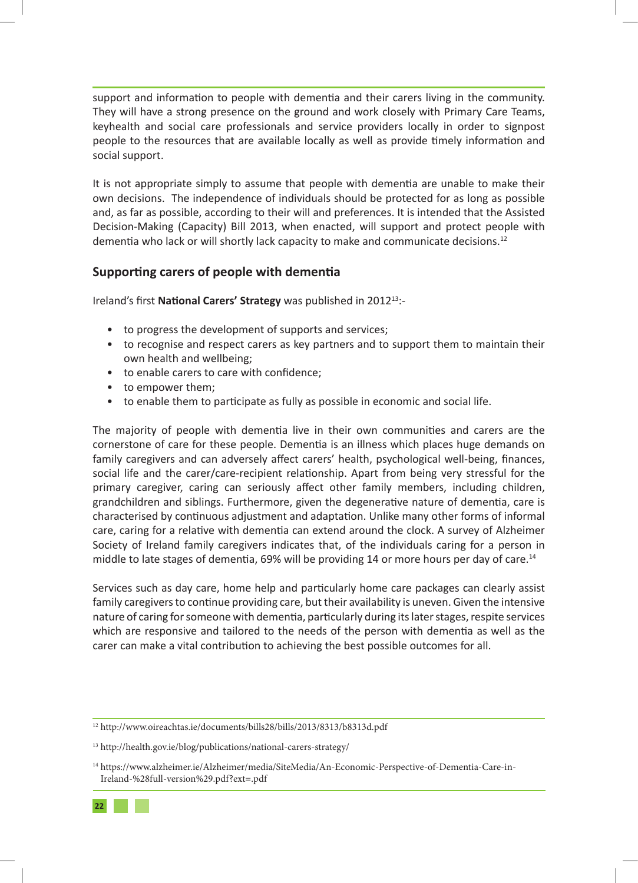support and information to people with dementia and their carers living in the community. They will have a strong presence on the ground and work closely with Primary Care Teams, keyhealth and social care professionals and service providers locally in order to signpost people to the resources that are available locally as well as provide timely information and social support.

It is not appropriate simply to assume that people with dementia are unable to make their own decisions. The independence of individuals should be protected for as long as possible and, as far as possible, according to their will and preferences. It is intended that the Assisted Decision-Making (Capacity) Bill 2013, when enacted, will support and protect people with dementia who lack or will shortly lack capacity to make and communicate decisions.[12]

## Supporting carers of people with dementia

Ireland's first **National Carers' Strategy** was published in 2012[13]:-

- to progress the development of supports and services;
- to recognise and respect carers as key partners and to support them to maintain their own health and wellbeing;
- to enable carers to care with confidence;
- to empower them;
- to enable them to participate as fully as possible in economic and social life.

The majority of people with dementia live in their own communities and carers are the cornerstone of care for these people. Dementia is an illness which places huge demands on family caregivers and can adversely affect carers' health, psychological well-being, finances, social life and the carer/care-recipient relationship. Apart from being very stressful for the primary caregiver, caring can seriously affect other family members, including children, grandchildren and siblings. Furthermore, given the degenerative nature of dementia, care is characterised by continuous adjustment and adaptation. Unlike many other forms of informal care, caring for a relative with dementia can extend around the clock. A survey of Alzheimer Society of Ireland family caregivers indicates that, of the individuals caring for a person in middle to late stages of dementia, 69% will be providing 14 or more hours per day of care.[14]

Services such as day care, home help and particularly home care packages can clearly assist family caregivers to continue providing care, but their availability is uneven. Given the intensive nature of caring for someone with dementia, particularly during its later stages, respite services which are responsive and tailored to the needs of the person with dementia as well as the carer can make a vital contribution to achieving the best possible outcomes for all.

---

[12] http://www.oireachtas.ie/documents/bills28/bills/2013/8313/b8313d.pdf

[13] http://health.gov.ie/blog/publications/national-carers-strategy/

[14] https://www.alzheimer.ie/Alzheimer/media/SiteMedia/An-Economic-Perspective-of-Dementia-Care-in-Ireland-%28full-version%29.pdf?ext=.pdf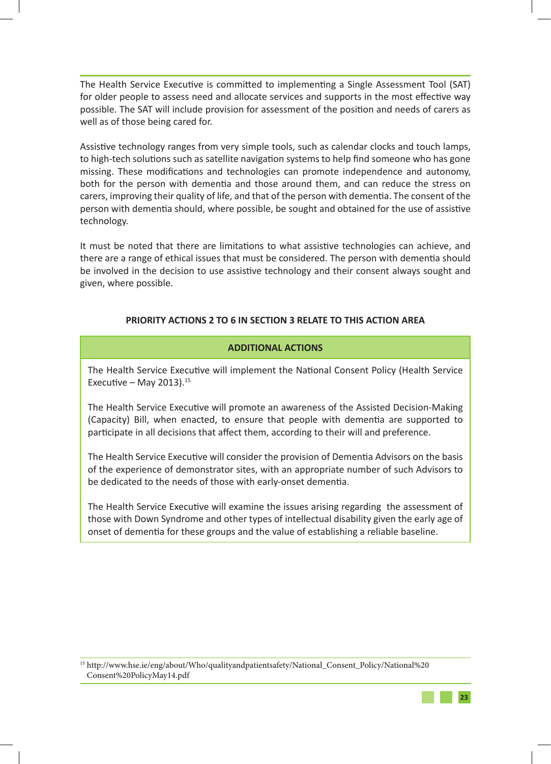The Health Service Executive is committed to implementing a Single Assessment Tool (SAT) for older people to assess need and allocate services and supports in the most effective way possible. The SAT will include provision for assessment of the position and needs of carers as well as of those being cared for.

Assistive technology ranges from very simple tools, such as calendar clocks and touch lamps, to high-tech solutions such as satellite navigation systems to help find someone who has gone missing. These modifications and technologies can promote independence and autonomy, both for the person with dementia and those around them, and can reduce the stress on carers, improving their quality of life, and that of the person with dementia. The consent of the person with dementia should, where possible, be sought and obtained for the use of assistive technology.

It must be noted that there are limitations to what assistive technologies can achieve, and there are a range of ethical issues that must be considered. The person with dementia should be involved in the decision to use assistive technology and their consent always sought and given, where possible.

**PRIORITY ACTIONS 2 TO 6 IN SECTION 3 RELATE TO THIS ACTION AREA**

| ADDITIONAL ACTIONS |
| --- |
| The Health Service Executive will implement the National Consent Policy (Health Service Executive – May 2013).[15] |
| The Health Service Executive will promote an awareness of the Assisted Decision-Making (Capacity) Bill, when enacted, to ensure that people with dementia are supported to participate in all decisions that affect them, according to their will and preference. |
| The Health Service Executive will consider the provision of Dementia Advisors on the basis of the experience of demonstrator sites, with an appropriate number of such Advisors to be dedicated to the needs of those with early-onset dementia. |
| The Health Service Executive will examine the issues arising regarding the assessment of those with Down Syndrome and other types of intellectual disability given the early age of onset of dementia for these groups and the value of establishing a reliable baseline. |

[15] http://www.hse.ie/eng/about/Who/qualityandpatientsafety/National_Consent_Policy/National%20Consent%20PolicyMay14.pdf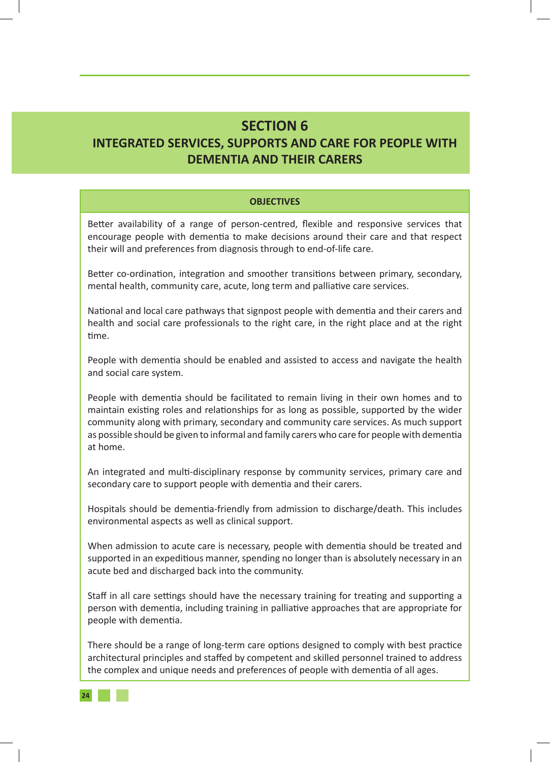# SECTION 6
## INTEGRATED SERVICES, SUPPORTS AND CARE FOR PEOPLE WITH DEMENTIA AND THEIR CARERS

**OBJECTIVES**

Better availability of a range of person-centred, flexible and responsive services that encourage people with dementia to make decisions around their care and that respect their will and preferences from diagnosis through to end-of-life care.

Better co-ordination, integration and smoother transitions between primary, secondary, mental health, community care, acute, long term and palliative care services.

National and local care pathways that signpost people with dementia and their carers and health and social care professionals to the right care, in the right place and at the right time.

People with dementia should be enabled and assisted to access and navigate the health and social care system.

People with dementia should be facilitated to remain living in their own homes and to maintain existing roles and relationships for as long as possible, supported by the wider community along with primary, secondary and community care services. As much support as possible should be given to informal and family carers who care for people with dementia at home.

An integrated and multi-disciplinary response by community services, primary care and secondary care to support people with dementia and their carers.

Hospitals should be dementia-friendly from admission to discharge/death. This includes environmental aspects as well as clinical support.

When admission to acute care is necessary, people with dementia should be treated and supported in an expeditious manner, spending no longer than is absolutely necessary in an acute bed and discharged back into the community.

Staff in all care settings should have the necessary training for treating and supporting a person with dementia, including training in palliative approaches that are appropriate for people with dementia.

There should be a range of long-term care options designed to comply with best practice architectural principles and staffed by competent and skilled personnel trained to address the complex and unique needs and preferences of people with dementia of all ages.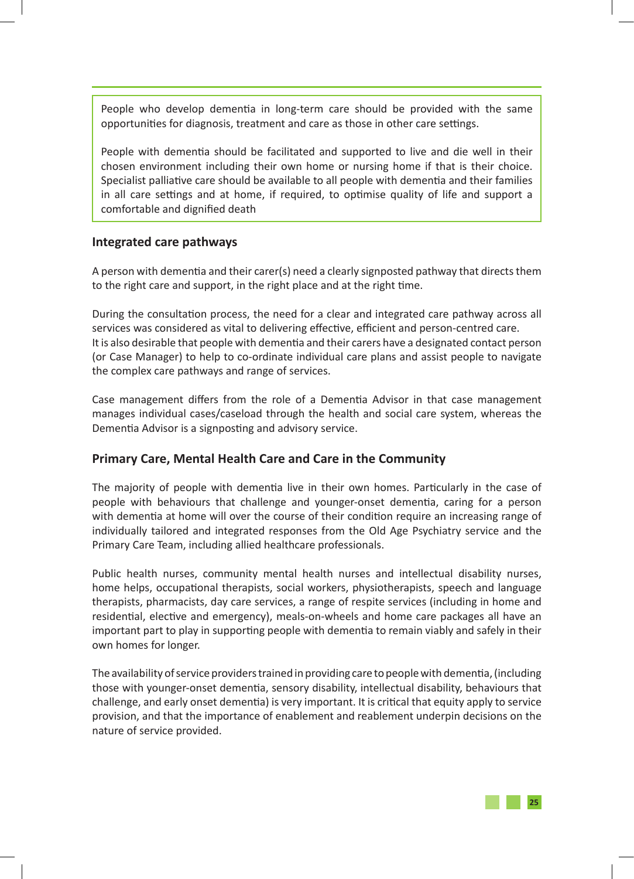People who develop dementia in long-term care should be provided with the same opportunities for diagnosis, treatment and care as those in other care settings.

People with dementia should be facilitated and supported to live and die well in their chosen environment including their own home or nursing home if that is their choice. Specialist palliative care should be available to all people with dementia and their families in all care settings and at home, if required, to optimise quality of life and support a comfortable and dignified death

## Integrated care pathways

A person with dementia and their carer(s) need a clearly signposted pathway that directs them to the right care and support, in the right place and at the right time.

During the consultation process, the need for a clear and integrated care pathway across all services was considered as vital to delivering effective, efficient and person-centred care. It is also desirable that people with dementia and their carers have a designated contact person (or Case Manager) to help to co-ordinate individual care plans and assist people to navigate the complex care pathways and range of services.

Case management differs from the role of a Dementia Advisor in that case management manages individual cases/caseload through the health and social care system, whereas the Dementia Advisor is a signposting and advisory service.

## Primary Care, Mental Health Care and Care in the Community

The majority of people with dementia live in their own homes. Particularly in the case of people with behaviours that challenge and younger-onset dementia, caring for a person with dementia at home will over the course of their condition require an increasing range of individually tailored and integrated responses from the Old Age Psychiatry service and the Primary Care Team, including allied healthcare professionals.

Public health nurses, community mental health nurses and intellectual disability nurses, home helps, occupational therapists, social workers, physiotherapists, speech and language therapists, pharmacists, day care services, a range of respite services (including in home and residential, elective and emergency), meals-on-wheels and home care packages all have an important part to play in supporting people with dementia to remain viably and safely in their own homes for longer.

The availability of service providers trained in providing care to people with dementia, (including those with younger-onset dementia, sensory disability, intellectual disability, behaviours that challenge, and early onset dementia) is very important. It is critical that equity apply to service provision, and that the importance of enablement and reablement underpin decisions on the nature of service provided.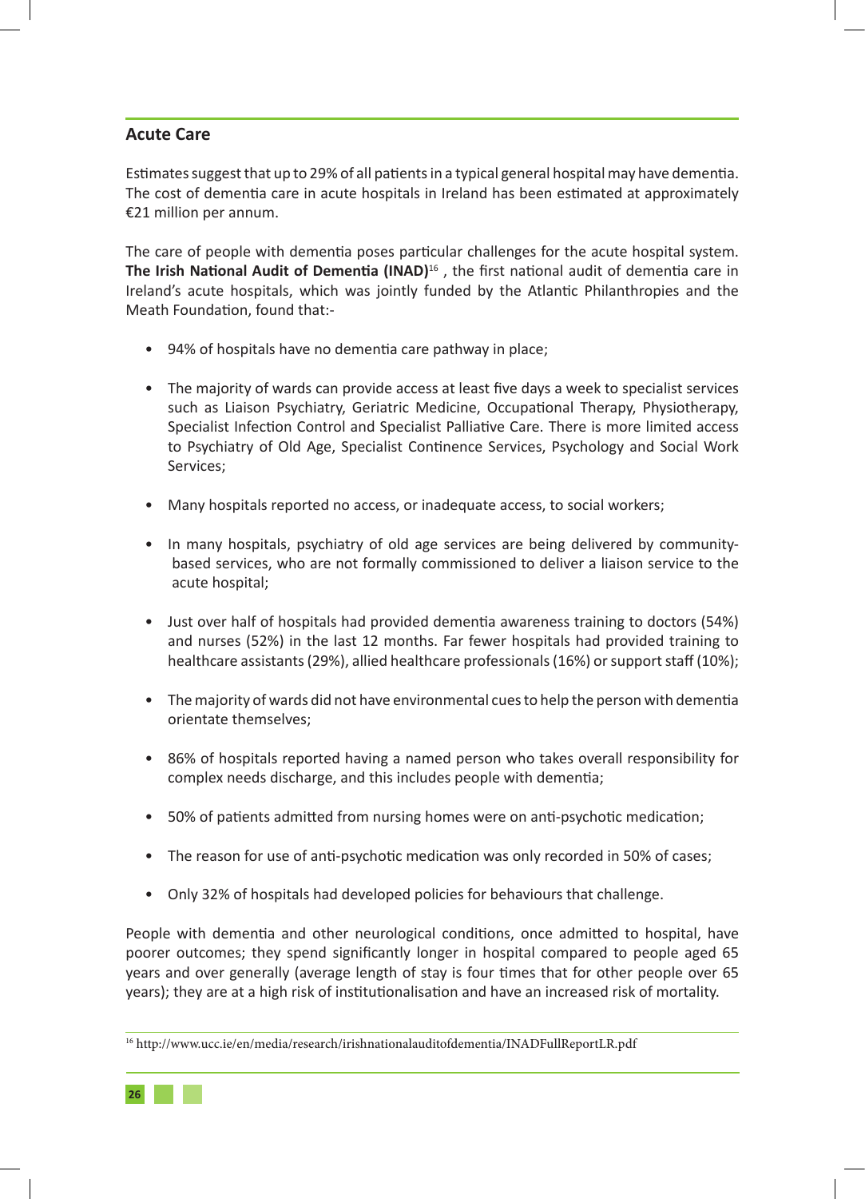## Acute Care

Estimates suggest that up to 29% of all patients in a typical general hospital may have dementia. The cost of dementia care in acute hospitals in Ireland has been estimated at approximately €21 million per annum.

The care of people with dementia poses particular challenges for the acute hospital system. **The Irish National Audit of Dementia (INAD)**[16] , the first national audit of dementia care in Ireland's acute hospitals, which was jointly funded by the Atlantic Philanthropies and the Meath Foundation, found that:-

- 94% of hospitals have no dementia care pathway in place;
- The majority of wards can provide access at least five days a week to specialist services such as Liaison Psychiatry, Geriatric Medicine, Occupational Therapy, Physiotherapy, Specialist Infection Control and Specialist Palliative Care. There is more limited access to Psychiatry of Old Age, Specialist Continence Services, Psychology and Social Work Services;
- Many hospitals reported no access, or inadequate access, to social workers;
- In many hospitals, psychiatry of old age services are being delivered by community-based services, who are not formally commissioned to deliver a liaison service to the acute hospital;
- Just over half of hospitals had provided dementia awareness training to doctors (54%) and nurses (52%) in the last 12 months. Far fewer hospitals had provided training to healthcare assistants (29%), allied healthcare professionals (16%) or support staff (10%);
- The majority of wards did not have environmental cues to help the person with dementia orientate themselves;
- 86% of hospitals reported having a named person who takes overall responsibility for complex needs discharge, and this includes people with dementia;
- 50% of patients admitted from nursing homes were on anti-psychotic medication;
- The reason for use of anti-psychotic medication was only recorded in 50% of cases;
- Only 32% of hospitals had developed policies for behaviours that challenge.

People with dementia and other neurological conditions, once admitted to hospital, have poorer outcomes; they spend significantly longer in hospital compared to people aged 65 years and over generally (average length of stay is four times that for other people over 65 years); they are at a high risk of institutionalisation and have an increased risk of mortality.

[16] http://www.ucc.ie/en/media/research/irishnationalauditofdementia/INADFullReportLR.pdf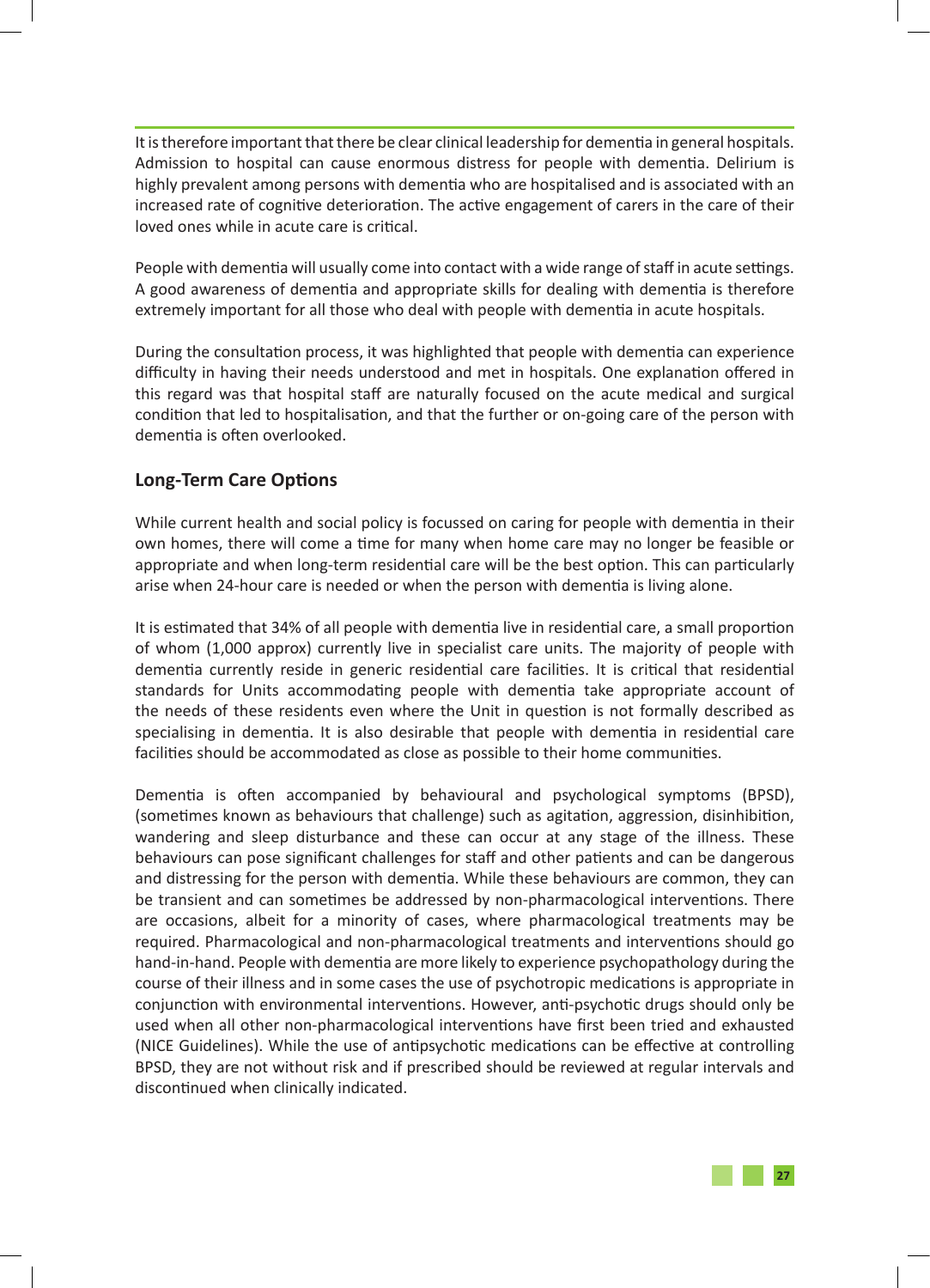It is therefore important that there be clear clinical leadership for dementia in general hospitals. Admission to hospital can cause enormous distress for people with dementia. Delirium is highly prevalent among persons with dementia who are hospitalised and is associated with an increased rate of cognitive deterioration. The active engagement of carers in the care of their loved ones while in acute care is critical.

People with dementia will usually come into contact with a wide range of staff in acute settings. A good awareness of dementia and appropriate skills for dealing with dementia is therefore extremely important for all those who deal with people with dementia in acute hospitals.

During the consultation process, it was highlighted that people with dementia can experience difficulty in having their needs understood and met in hospitals. One explanation offered in this regard was that hospital staff are naturally focused on the acute medical and surgical condition that led to hospitalisation, and that the further or on-going care of the person with dementia is often overlooked.

## Long-Term Care Options

While current health and social policy is focussed on caring for people with dementia in their own homes, there will come a time for many when home care may no longer be feasible or appropriate and when long-term residential care will be the best option. This can particularly arise when 24-hour care is needed or when the person with dementia is living alone.

It is estimated that 34% of all people with dementia live in residential care, a small proportion of whom (1,000 approx) currently live in specialist care units. The majority of people with dementia currently reside in generic residential care facilities. It is critical that residential standards for Units accommodating people with dementia take appropriate account of the needs of these residents even where the Unit in question is not formally described as specialising in dementia. It is also desirable that people with dementia in residential care facilities should be accommodated as close as possible to their home communities.

Dementia is often accompanied by behavioural and psychological symptoms (BPSD), (sometimes known as behaviours that challenge) such as agitation, aggression, disinhibition, wandering and sleep disturbance and these can occur at any stage of the illness. These behaviours can pose significant challenges for staff and other patients and can be dangerous and distressing for the person with dementia. While these behaviours are common, they can be transient and can sometimes be addressed by non-pharmacological interventions. There are occasions, albeit for a minority of cases, where pharmacological treatments may be required. Pharmacological and non-pharmacological treatments and interventions should go hand-in-hand. People with dementia are more likely to experience psychopathology during the course of their illness and in some cases the use of psychotropic medications is appropriate in conjunction with environmental interventions. However, anti-psychotic drugs should only be used when all other non-pharmacological interventions have first been tried and exhausted (NICE Guidelines). While the use of antipsychotic medications can be effective at controlling BPSD, they are not without risk and if prescribed should be reviewed at regular intervals and discontinued when clinically indicated.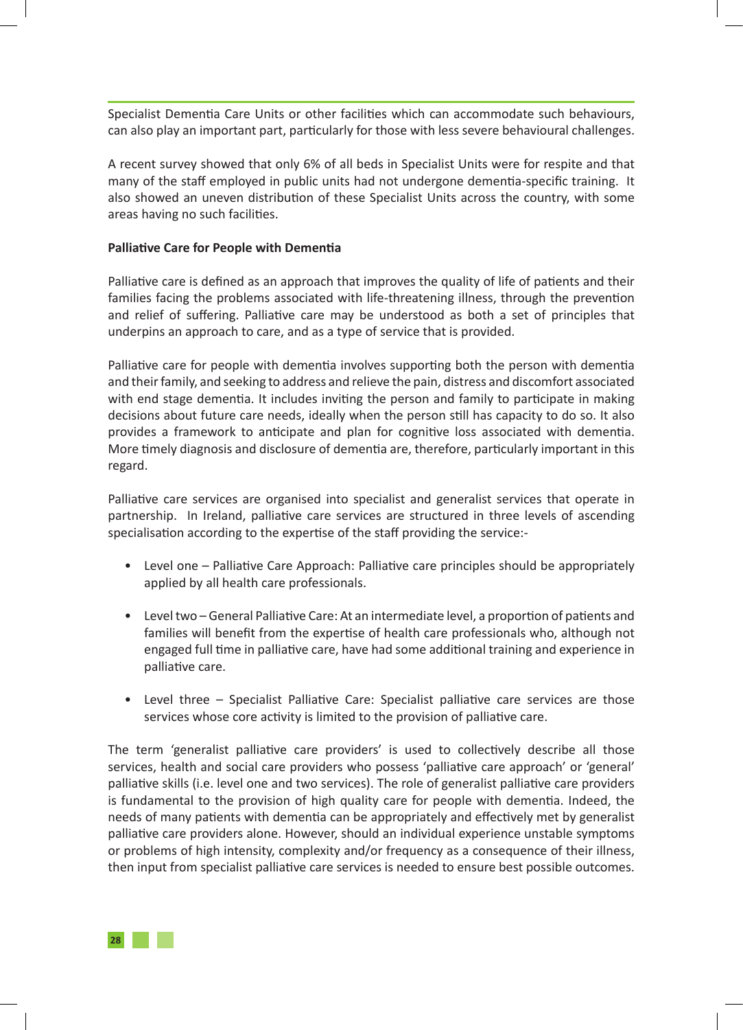Specialist Dementia Care Units or other facilities which can accommodate such behaviours, can also play an important part, particularly for those with less severe behavioural challenges.

A recent survey showed that only 6% of all beds in Specialist Units were for respite and that many of the staff employed in public units had not undergone dementia-specific training. It also showed an uneven distribution of these Specialist Units across the country, with some areas having no such facilities.

**Palliative Care for People with Dementia**

Palliative care is defined as an approach that improves the quality of life of patients and their families facing the problems associated with life-threatening illness, through the prevention and relief of suffering. Palliative care may be understood as both a set of principles that underpins an approach to care, and as a type of service that is provided.

Palliative care for people with dementia involves supporting both the person with dementia and their family, and seeking to address and relieve the pain, distress and discomfort associated with end stage dementia. It includes inviting the person and family to participate in making decisions about future care needs, ideally when the person still has capacity to do so. It also provides a framework to anticipate and plan for cognitive loss associated with dementia. More timely diagnosis and disclosure of dementia are, therefore, particularly important in this regard.

Palliative care services are organised into specialist and generalist services that operate in partnership. In Ireland, palliative care services are structured in three levels of ascending specialisation according to the expertise of the staff providing the service:-

- Level one – Palliative Care Approach: Palliative care principles should be appropriately applied by all health care professionals.
- Level two – General Palliative Care: At an intermediate level, a proportion of patients and families will benefit from the expertise of health care professionals who, although not engaged full time in palliative care, have had some additional training and experience in palliative care.
- Level three – Specialist Palliative Care: Specialist palliative care services are those services whose core activity is limited to the provision of palliative care.

The term 'generalist palliative care providers' is used to collectively describe all those services, health and social care providers who possess 'palliative care approach' or 'general' palliative skills (i.e. level one and two services). The role of generalist palliative care providers is fundamental to the provision of high quality care for people with dementia. Indeed, the needs of many patients with dementia can be appropriately and effectively met by generalist palliative care providers alone. However, should an individual experience unstable symptoms or problems of high intensity, complexity and/or frequency as a consequence of their illness, then input from specialist palliative care services is needed to ensure best possible outcomes.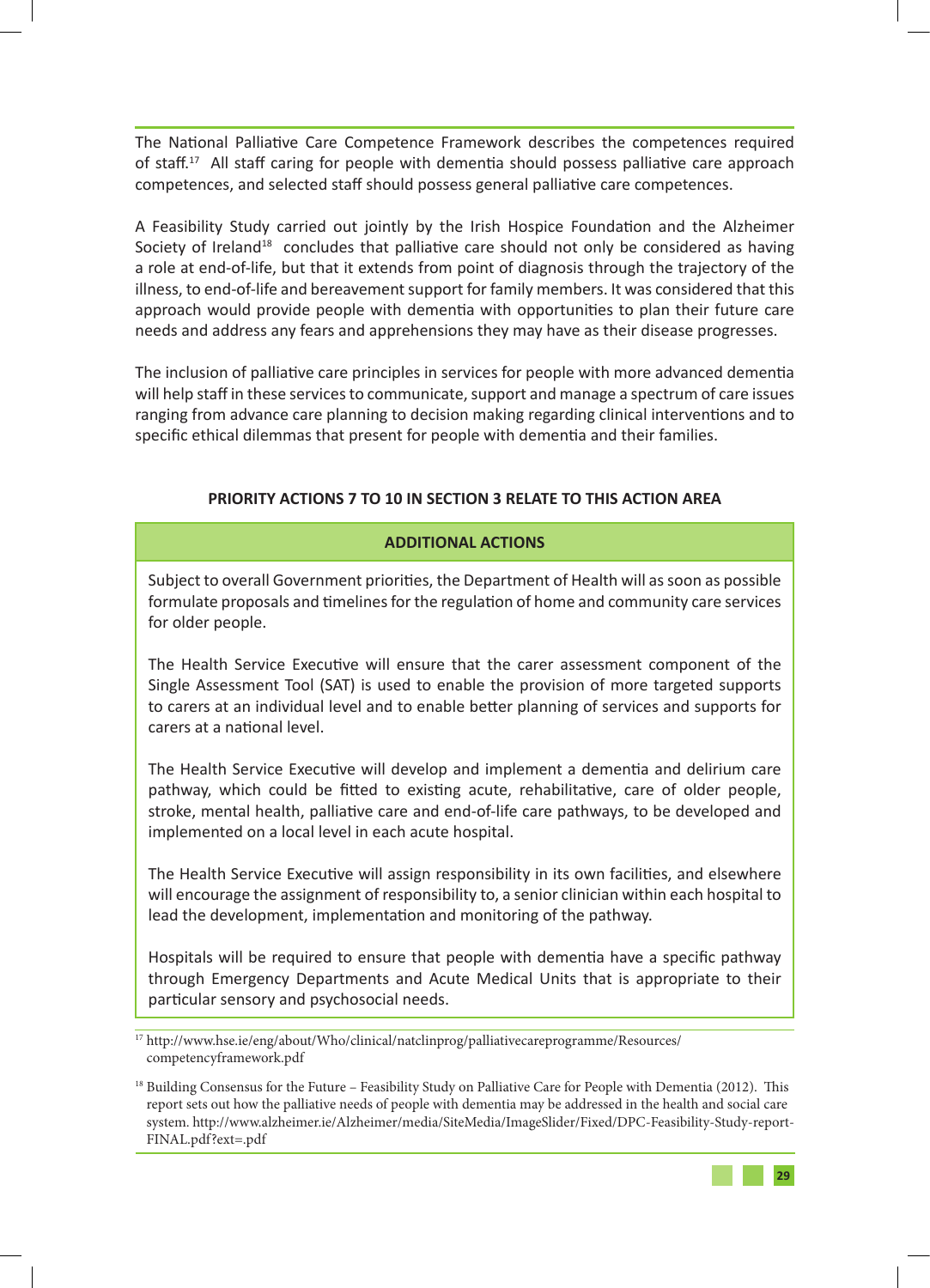The National Palliative Care Competence Framework describes the competences required of staff.[17] All staff caring for people with dementia should possess palliative care approach competences, and selected staff should possess general palliative care competences.

A Feasibility Study carried out jointly by the Irish Hospice Foundation and the Alzheimer Society of Ireland[18] concludes that palliative care should not only be considered as having a role at end-of-life, but that it extends from point of diagnosis through the trajectory of the illness, to end-of-life and bereavement support for family members. It was considered that this approach would provide people with dementia with opportunities to plan their future care needs and address any fears and apprehensions they may have as their disease progresses.

The inclusion of palliative care principles in services for people with more advanced dementia will help staff in these services to communicate, support and manage a spectrum of care issues ranging from advance care planning to decision making regarding clinical interventions and to specific ethical dilemmas that present for people with dementia and their families.

**PRIORITY ACTIONS 7 TO 10 IN SECTION 3 RELATE TO THIS ACTION AREA**

**ADDITIONAL ACTIONS**

Subject to overall Government priorities, the Department of Health will as soon as possible formulate proposals and timelines for the regulation of home and community care services for older people.

The Health Service Executive will ensure that the carer assessment component of the Single Assessment Tool (SAT) is used to enable the provision of more targeted supports to carers at an individual level and to enable better planning of services and supports for carers at a national level.

The Health Service Executive will develop and implement a dementia and delirium care pathway, which could be fitted to existing acute, rehabilitative, care of older people, stroke, mental health, palliative care and end-of-life care pathways, to be developed and implemented on a local level in each acute hospital.

The Health Service Executive will assign responsibility in its own facilities, and elsewhere will encourage the assignment of responsibility to, a senior clinician within each hospital to lead the development, implementation and monitoring of the pathway.

Hospitals will be required to ensure that people with dementia have a specific pathway through Emergency Departments and Acute Medical Units that is appropriate to their particular sensory and psychosocial needs.

---

[17] http://www.hse.ie/eng/about/Who/clinical/natclinprog/palliativecareprogramme/Resources/competencyframework.pdf

[18] Building Consensus for the Future – Feasibility Study on Palliative Care for People with Dementia (2012). This report sets out how the palliative needs of people with dementia may be addressed in the health and social care system. http://www.alzheimer.ie/Alzheimer/media/SiteMedia/ImageSlider/Fixed/DPC-Feasibility-Study-report-FINAL.pdf?ext=.pdf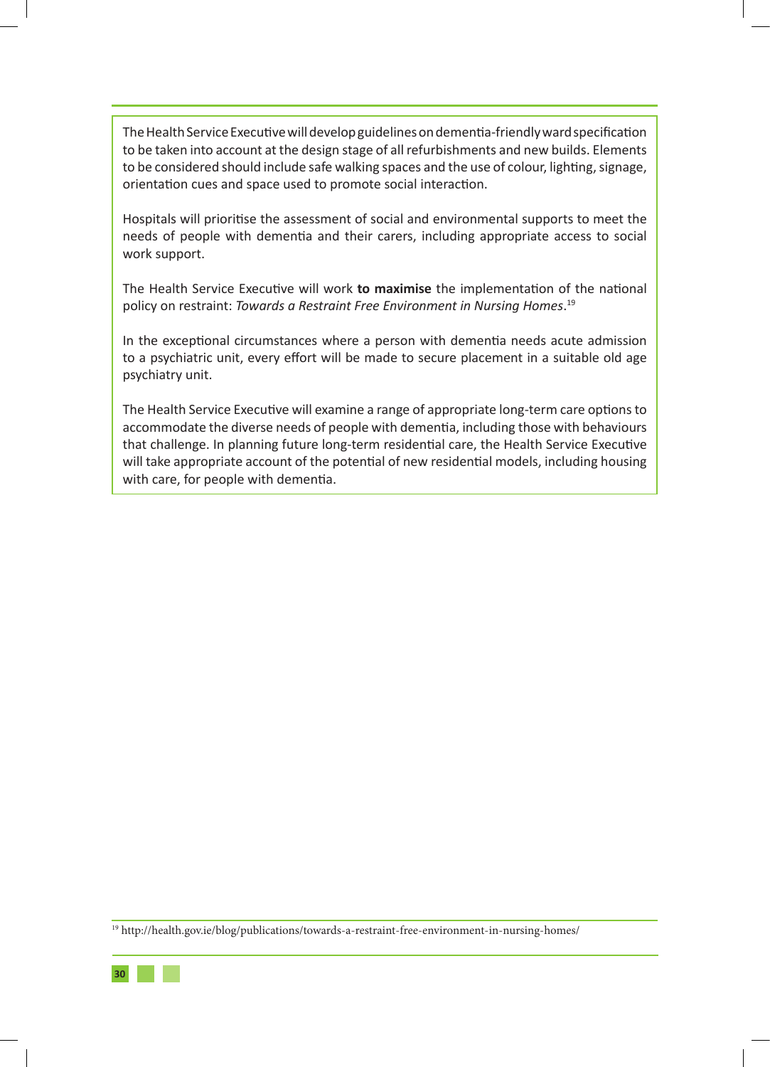The Health Service Executive will develop guidelines on dementia-friendly ward specification to be taken into account at the design stage of all refurbishments and new builds. Elements to be considered should include safe walking spaces and the use of colour, lighting, signage, orientation cues and space used to promote social interaction.

Hospitals will prioritise the assessment of social and environmental supports to meet the needs of people with dementia and their carers, including appropriate access to social work support.

The Health Service Executive will work **to maximise** the implementation of the national policy on restraint: *Towards a Restraint Free Environment in Nursing Homes*.[19]

In the exceptional circumstances where a person with dementia needs acute admission to a psychiatric unit, every effort will be made to secure placement in a suitable old age psychiatry unit.

The Health Service Executive will examine a range of appropriate long-term care options to accommodate the diverse needs of people with dementia, including those with behaviours that challenge. In planning future long-term residential care, the Health Service Executive will take appropriate account of the potential of new residential models, including housing with care, for people with dementia.

[19] http://health.gov.ie/blog/publications/towards-a-restraint-free-environment-in-nursing-homes/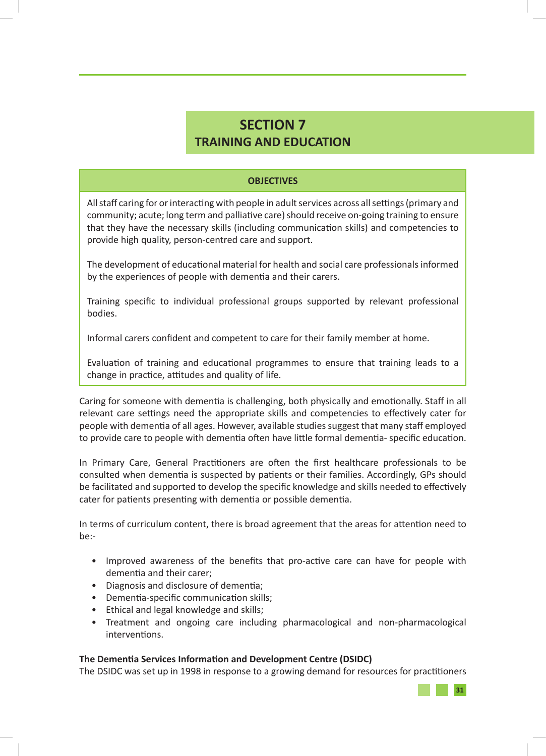# SECTION 7
## TRAINING AND EDUCATION

| OBJECTIVES |
|---|
| All staff caring for or interacting with people in adult services across all settings (primary and community; acute; long term and palliative care) should receive on-going training to ensure that they have the necessary skills (including communication skills) and competencies to provide high quality, person-centred care and support. |
| The development of educational material for health and social care professionals informed by the experiences of people with dementia and their carers. |
| Training specific to individual professional groups supported by relevant professional bodies. |
| Informal carers confident and competent to care for their family member at home. |
| Evaluation of training and educational programmes to ensure that training leads to a change in practice, attitudes and quality of life. |

Caring for someone with dementia is challenging, both physically and emotionally. Staff in all relevant care settings need the appropriate skills and competencies to effectively cater for people with dementia of all ages. However, available studies suggest that many staff employed to provide care to people with dementia often have little formal dementia- specific education.

In Primary Care, General Practitioners are often the first healthcare professionals to be consulted when dementia is suspected by patients or their families. Accordingly, GPs should be facilitated and supported to develop the specific knowledge and skills needed to effectively cater for patients presenting with dementia or possible dementia.

In terms of curriculum content, there is broad agreement that the areas for attention need to be:-

- Improved awareness of the benefits that pro-active care can have for people with dementia and their carer;
- Diagnosis and disclosure of dementia;
- Dementia-specific communication skills;
- Ethical and legal knowledge and skills;
- Treatment and ongoing care including pharmacological and non-pharmacological interventions.

**The Dementia Services Information and Development Centre (DSIDC)**

The DSIDC was set up in 1998 in response to a growing demand for resources for practitioners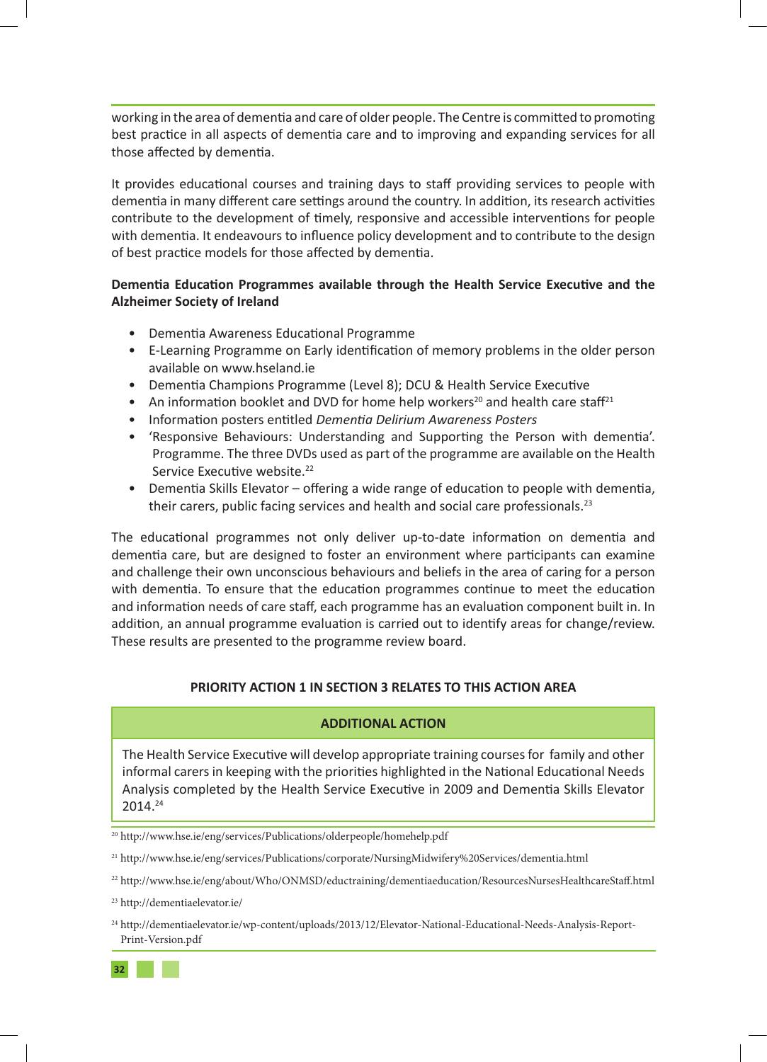working in the area of dementia and care of older people. The Centre is committed to promoting best practice in all aspects of dementia care and to improving and expanding services for all those affected by dementia.

It provides educational courses and training days to staff providing services to people with dementia in many different care settings around the country. In addition, its research activities contribute to the development of timely, responsive and accessible interventions for people with dementia. It endeavours to influence policy development and to contribute to the design of best practice models for those affected by dementia.

**Dementia Education Programmes available through the Health Service Executive and the Alzheimer Society of Ireland**

- Dementia Awareness Educational Programme
- E-Learning Programme on Early identification of memory problems in the older person available on www.hseland.ie
- Dementia Champions Programme (Level 8); DCU & Health Service Executive
- An information booklet and DVD for home help workers[20] and health care staff[21]
- Information posters entitled *Dementia Delirium Awareness Posters*
- 'Responsive Behaviours: Understanding and Supporting the Person with dementia'. Programme. The three DVDs used as part of the programme are available on the Health Service Executive website.[22]
- Dementia Skills Elevator – offering a wide range of education to people with dementia, their carers, public facing services and health and social care professionals.[23]

The educational programmes not only deliver up-to-date information on dementia and dementia care, but are designed to foster an environment where participants can examine and challenge their own unconscious behaviours and beliefs in the area of caring for a person with dementia. To ensure that the education programmes continue to meet the education and information needs of care staff, each programme has an evaluation component built in. In addition, an annual programme evaluation is carried out to identify areas for change/review. These results are presented to the programme review board.

**PRIORITY ACTION 1 IN SECTION 3 RELATES TO THIS ACTION AREA**

| ADDITIONAL ACTION |
|---|
| The Health Service Executive will develop appropriate training courses for family and other informal carers in keeping with the priorities highlighted in the National Educational Needs Analysis completed by the Health Service Executive in 2009 and Dementia Skills Elevator 2014.[24] |

[20] http://www.hse.ie/eng/services/Publications/olderpeople/homehelp.pdf

[21] http://www.hse.ie/eng/services/Publications/corporate/NursingMidwifery%20Services/dementia.html

[22] http://www.hse.ie/eng/about/Who/ONMSD/eductraining/dementiaeducation/ResourcesNursesHealthcareStaff.html

[23] http://dementiaelevator.ie/

[24] http://dementiaelevator.ie/wp-content/uploads/2013/12/Elevator-National-Educational-Needs-Analysis-Report-Print-Version.pdf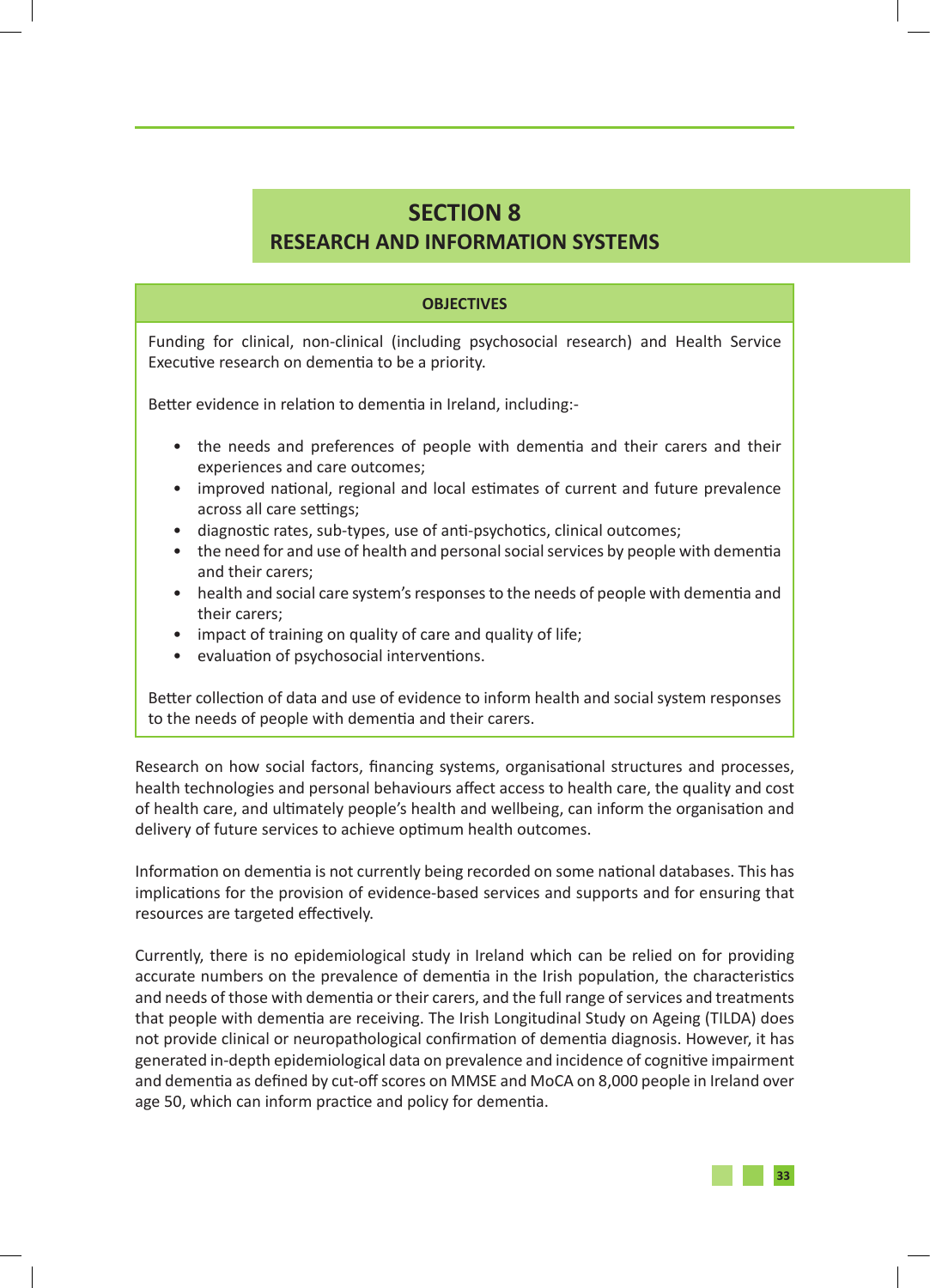# SECTION 8
## RESEARCH AND INFORMATION SYSTEMS

| OBJECTIVES |
| --- |
| Funding for clinical, non-clinical (including psychosocial research) and Health Service Executive research on dementia to be a priority.<br><br>Better evidence in relation to dementia in Ireland, including:-<br><br>• the needs and preferences of people with dementia and their carers and their experiences and care outcomes;<br>• improved national, regional and local estimates of current and future prevalence across all care settings;<br>• diagnostic rates, sub-types, use of anti-psychotics, clinical outcomes;<br>• the need for and use of health and personal social services by people with dementia and their carers;<br>• health and social care system's responses to the needs of people with dementia and their carers;<br>• impact of training on quality of care and quality of life;<br>• evaluation of psychosocial interventions.<br><br>Better collection of data and use of evidence to inform health and social system responses to the needs of people with dementia and their carers. |

Research on how social factors, financing systems, organisational structures and processes, health technologies and personal behaviours affect access to health care, the quality and cost of health care, and ultimately people's health and wellbeing, can inform the organisation and delivery of future services to achieve optimum health outcomes.

Information on dementia is not currently being recorded on some national databases. This has implications for the provision of evidence-based services and supports and for ensuring that resources are targeted effectively.

Currently, there is no epidemiological study in Ireland which can be relied on for providing accurate numbers on the prevalence of dementia in the Irish population, the characteristics and needs of those with dementia or their carers, and the full range of services and treatments that people with dementia are receiving. The Irish Longitudinal Study on Ageing (TILDA) does not provide clinical or neuropathological confirmation of dementia diagnosis. However, it has generated in-depth epidemiological data on prevalence and incidence of cognitive impairment and dementia as defined by cut-off scores on MMSE and MoCA on 8,000 people in Ireland over age 50, which can inform practice and policy for dementia.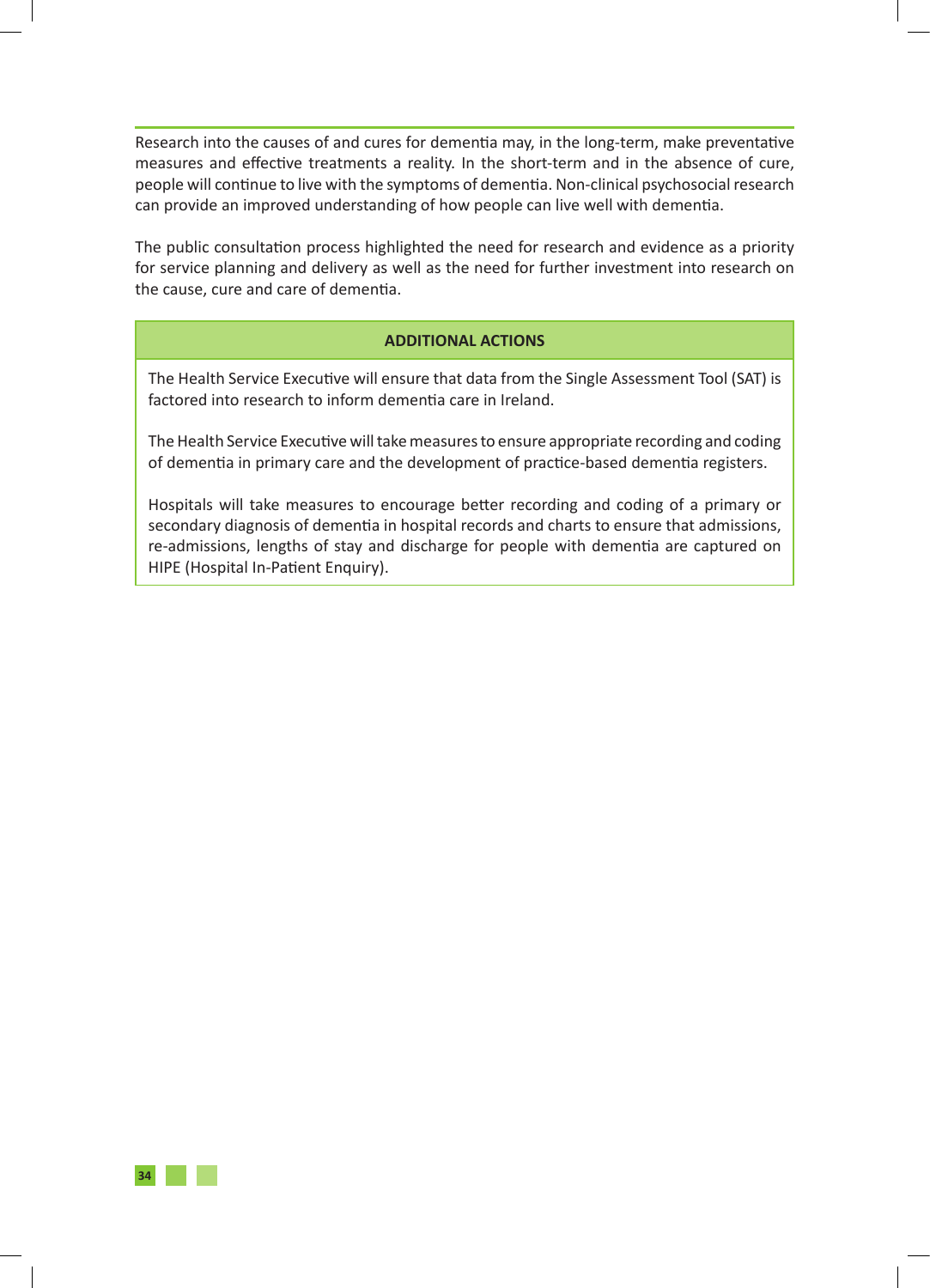Research into the causes of and cures for dementia may, in the long-term, make preventative measures and effective treatments a reality. In the short-term and in the absence of cure, people will continue to live with the symptoms of dementia. Non-clinical psychosocial research can provide an improved understanding of how people can live well with dementia.

The public consultation process highlighted the need for research and evidence as a priority for service planning and delivery as well as the need for further investment into research on the cause, cure and care of dementia.

| ADDITIONAL ACTIONS |
| --- |
| The Health Service Executive will ensure that data from the Single Assessment Tool (SAT) is factored into research to inform dementia care in Ireland.<br><br>The Health Service Executive will take measures to ensure appropriate recording and coding of dementia in primary care and the development of practice-based dementia registers.<br><br>Hospitals will take measures to encourage better recording and coding of a primary or secondary diagnosis of dementia in hospital records and charts to ensure that admissions, re-admissions, lengths of stay and discharge for people with dementia are captured on HIPE (Hospital In-Patient Enquiry). |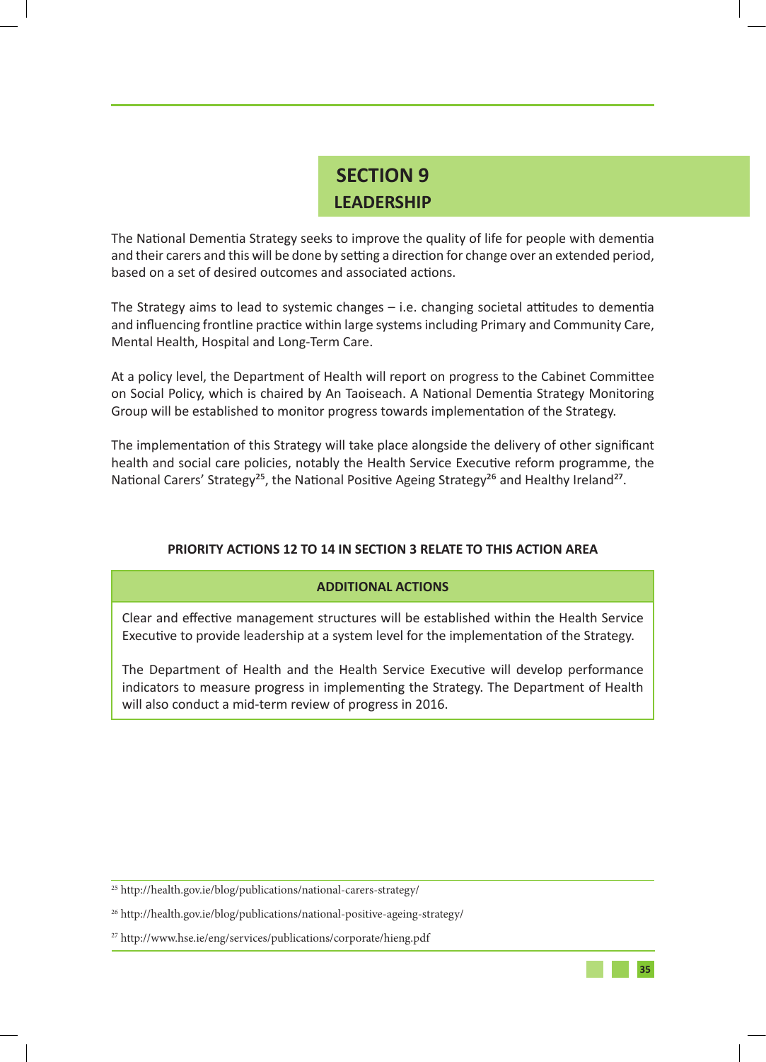# SECTION 9
## LEADERSHIP

The National Dementia Strategy seeks to improve the quality of life for people with dementia and their carers and this will be done by setting a direction for change over an extended period, based on a set of desired outcomes and associated actions.

The Strategy aims to lead to systemic changes – i.e. changing societal attitudes to dementia and influencing frontline practice within large systems including Primary and Community Care, Mental Health, Hospital and Long-Term Care.

At a policy level, the Department of Health will report on progress to the Cabinet Committee on Social Policy, which is chaired by An Taoiseach. A National Dementia Strategy Monitoring Group will be established to monitor progress towards implementation of the Strategy.

The implementation of this Strategy will take place alongside the delivery of other significant health and social care policies, notably the Health Service Executive reform programme, the National Carers' Strategy[25], the National Positive Ageing Strategy[26] and Healthy Ireland[27].

**PRIORITY ACTIONS 12 TO 14 IN SECTION 3 RELATE TO THIS ACTION AREA**

| ADDITIONAL ACTIONS |
| --- |
| Clear and effective management structures will be established within the Health Service Executive to provide leadership at a system level for the implementation of the Strategy.<br><br>The Department of Health and the Health Service Executive will develop performance indicators to measure progress in implementing the Strategy. The Department of Health will also conduct a mid-term review of progress in 2016. |

[25] http://health.gov.ie/blog/publications/national-carers-strategy/

[26] http://health.gov.ie/blog/publications/national-positive-ageing-strategy/

[27] http://www.hse.ie/eng/services/publications/corporate/hieng.pdf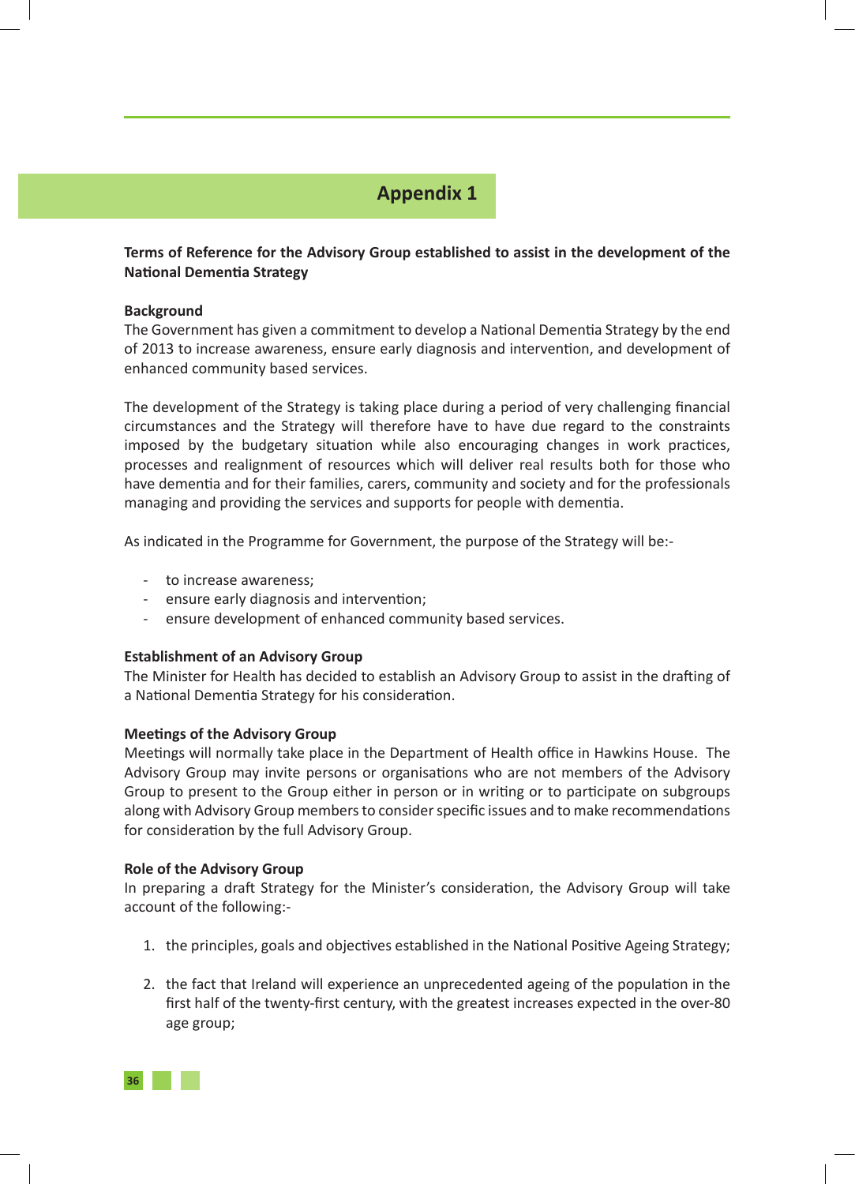# Appendix 1

**Terms of Reference for the Advisory Group established to assist in the development of the National Dementia Strategy**

**Background**
The Government has given a commitment to develop a National Dementia Strategy by the end of 2013 to increase awareness, ensure early diagnosis and intervention, and development of enhanced community based services.

The development of the Strategy is taking place during a period of very challenging financial circumstances and the Strategy will therefore have to have due regard to the constraints imposed by the budgetary situation while also encouraging changes in work practices, processes and realignment of resources which will deliver real results both for those who have dementia and for their families, carers, community and society and for the professionals managing and providing the services and supports for people with dementia.

As indicated in the Programme for Government, the purpose of the Strategy will be:-

- to increase awareness;
- ensure early diagnosis and intervention;
- ensure development of enhanced community based services.

**Establishment of an Advisory Group**
The Minister for Health has decided to establish an Advisory Group to assist in the drafting of a National Dementia Strategy for his consideration.

**Meetings of the Advisory Group**
Meetings will normally take place in the Department of Health office in Hawkins House. The Advisory Group may invite persons or organisations who are not members of the Advisory Group to present to the Group either in person or in writing or to participate on subgroups along with Advisory Group members to consider specific issues and to make recommendations for consideration by the full Advisory Group.

**Role of the Advisory Group**
In preparing a draft Strategy for the Minister's consideration, the Advisory Group will take account of the following:-

1. the principles, goals and objectives established in the National Positive Ageing Strategy;

2. the fact that Ireland will experience an unprecedented ageing of the population in the first half of the twenty-first century, with the greatest increases expected in the over-80 age group;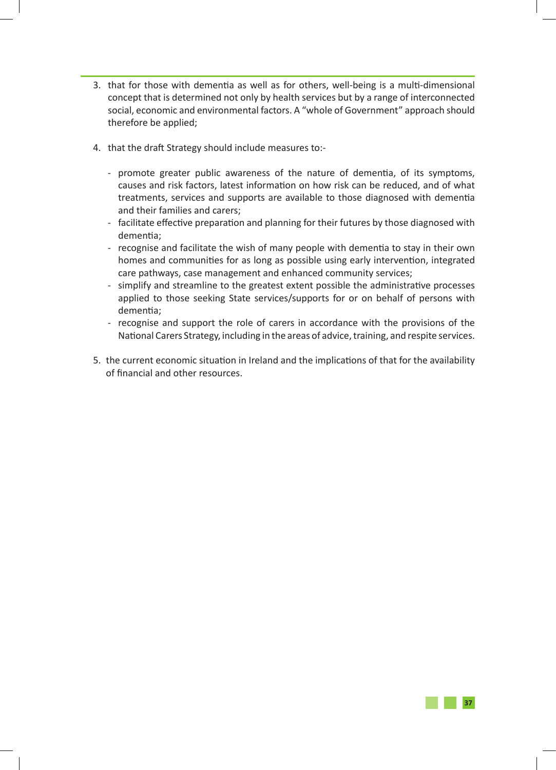3. that for those with dementia as well as for others, well-being is a multi-dimensional concept that is determined not only by health services but by a range of interconnected social, economic and environmental factors. A "whole of Government" approach should therefore be applied;

4. that the draft Strategy should include measures to:-

   - promote greater public awareness of the nature of dementia, of its symptoms, causes and risk factors, latest information on how risk can be reduced, and of what treatments, services and supports are available to those diagnosed with dementia and their families and carers;
   - facilitate effective preparation and planning for their futures by those diagnosed with dementia;
   - recognise and facilitate the wish of many people with dementia to stay in their own homes and communities for as long as possible using early intervention, integrated care pathways, case management and enhanced community services;
   - simplify and streamline to the greatest extent possible the administrative processes applied to those seeking State services/supports for or on behalf of persons with dementia;
   - recognise and support the role of carers in accordance with the provisions of the National Carers Strategy, including in the areas of advice, training, and respite services.

5. the current economic situation in Ireland and the implications of that for the availability of financial and other resources.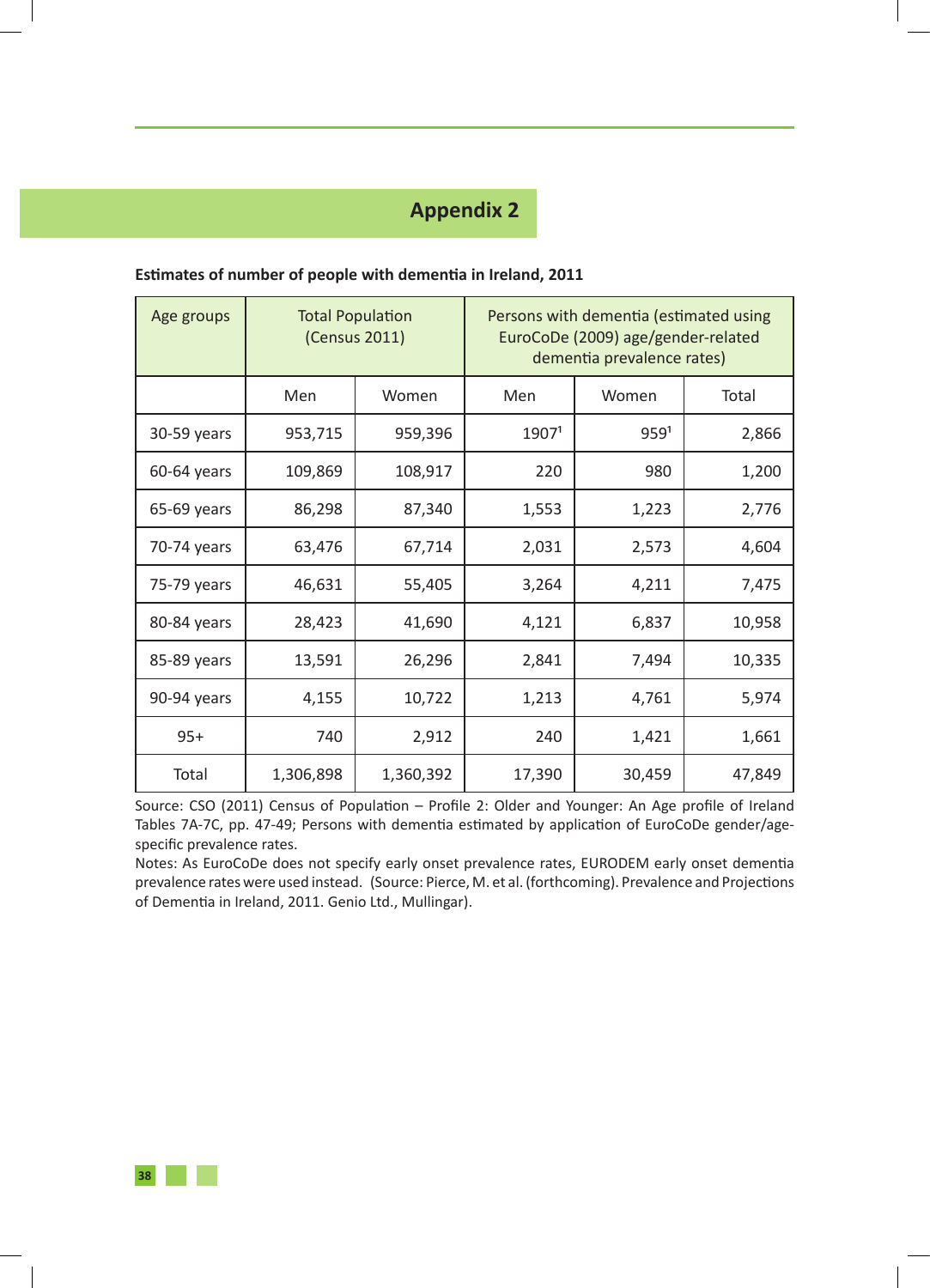# Appendix 2

**Estimates of number of people with dementia in Ireland, 2011**

| Age groups | Total Population (Census 2011) | | Persons with dementia (estimated using EuroCoDe (2009) age/gender-related dementia prevalence rates) | | |
|---|---|---|---|---|---|
| | Men | Women | Men | Women | Total |
| 30-59 years | 953,715 | 959,396 | 1907[1] | 959[1] | 2,866 |
| 60-64 years | 109,869 | 108,917 | 220 | 980 | 1,200 |
| 65-69 years | 86,298 | 87,340 | 1,553 | 1,223 | 2,776 |
| 70-74 years | 63,476 | 67,714 | 2,031 | 2,573 | 4,604 |
| 75-79 years | 46,631 | 55,405 | 3,264 | 4,211 | 7,475 |
| 80-84 years | 28,423 | 41,690 | 4,121 | 6,837 | 10,958 |
| 85-89 years | 13,591 | 26,296 | 2,841 | 7,494 | 10,335 |
| 90-94 years | 4,155 | 10,722 | 1,213 | 4,761 | 5,974 |
| 95+ | 740 | 2,912 | 240 | 1,421 | 1,661 |
| Total | 1,306,898 | 1,360,392 | 17,390 | 30,459 | 47,849 |

Source: CSO (2011) Census of Population – Profile 2: Older and Younger: An Age profile of Ireland Tables 7A-7C, pp. 47-49; Persons with dementia estimated by application of EuroCoDe gender/age-specific prevalence rates.

Notes: As EuroCoDe does not specify early onset prevalence rates, EURODEM early onset dementia prevalence rates were used instead. (Source: Pierce, M. et al. (forthcoming). Prevalence and Projections of Dementia in Ireland, 2011. Genio Ltd., Mullingar).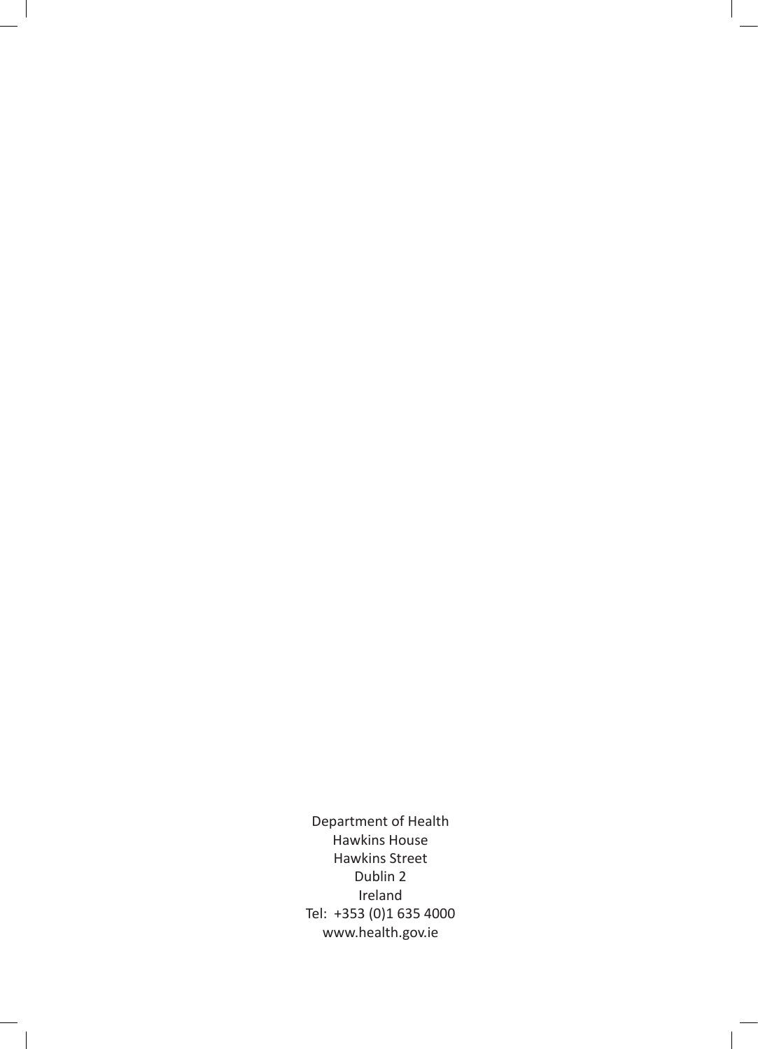Department of Health
Hawkins House
Hawkins Street
Dublin 2
Ireland
Tel: +353 (0)1 635 4000
www.health.gov.ie